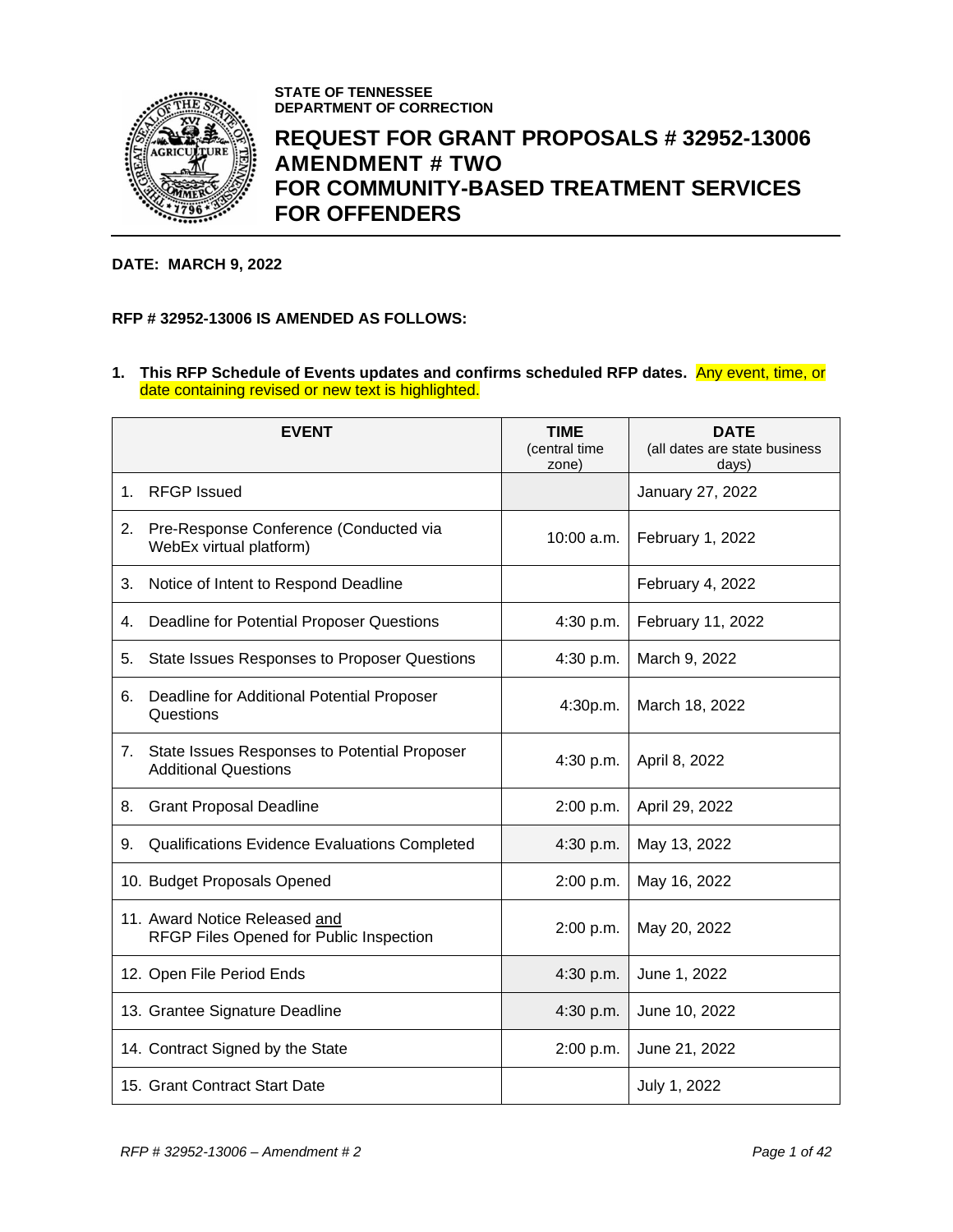STATE OF TENNESSEE
DEPARTMENT OF CORRECTION

# REQUEST FOR GRANT PROPOSALS # 32952-13006 AMENDMENT # TWO FOR COMMUNITY-BASED TREATMENT SERVICES FOR OFFENDERS

**DATE: MARCH 9, 2022**

**RFP # 32952-13006 IS AMENDED AS FOLLOWS:**

1. **This RFP Schedule of Events updates and confirms scheduled RFP dates.** Any event, time, or date containing revised or new text is highlighted.

| EVENT | TIME (central time zone) | DATE (all dates are state business days) |
|---|---|---|
| 1. RFGP Issued | | January 27, 2022 |
| 2. Pre-Response Conference (Conducted via WebEx virtual platform) | 10:00 a.m. | February 1, 2022 |
| 3. Notice of Intent to Respond Deadline | | February 4, 2022 |
| 4. Deadline for Potential Proposer Questions | 4:30 p.m. | February 11, 2022 |
| 5. State Issues Responses to Proposer Questions | 4:30 p.m. | March 9, 2022 |
| 6. Deadline for Additional Potential Proposer Questions | 4:30p.m. | March 18, 2022 |
| 7. State Issues Responses to Potential Proposer Additional Questions | 4:30 p.m. | April 8, 2022 |
| 8. Grant Proposal Deadline | 2:00 p.m. | April 29, 2022 |
| 9. Qualifications Evidence Evaluations Completed | 4:30 p.m. | May 13, 2022 |
| 10. Budget Proposals Opened | 2:00 p.m. | May 16, 2022 |
| 11. Award Notice Released and RFGP Files Opened for Public Inspection | 2:00 p.m. | May 20, 2022 |
| 12. Open File Period Ends | 4:30 p.m. | June 1, 2022 |
| 13. Grantee Signature Deadline | 4:30 p.m. | June 10, 2022 |
| 14. Contract Signed by the State | 2:00 p.m. | June 21, 2022 |
| 15. Grant Contract Start Date | | July 1, 2022 |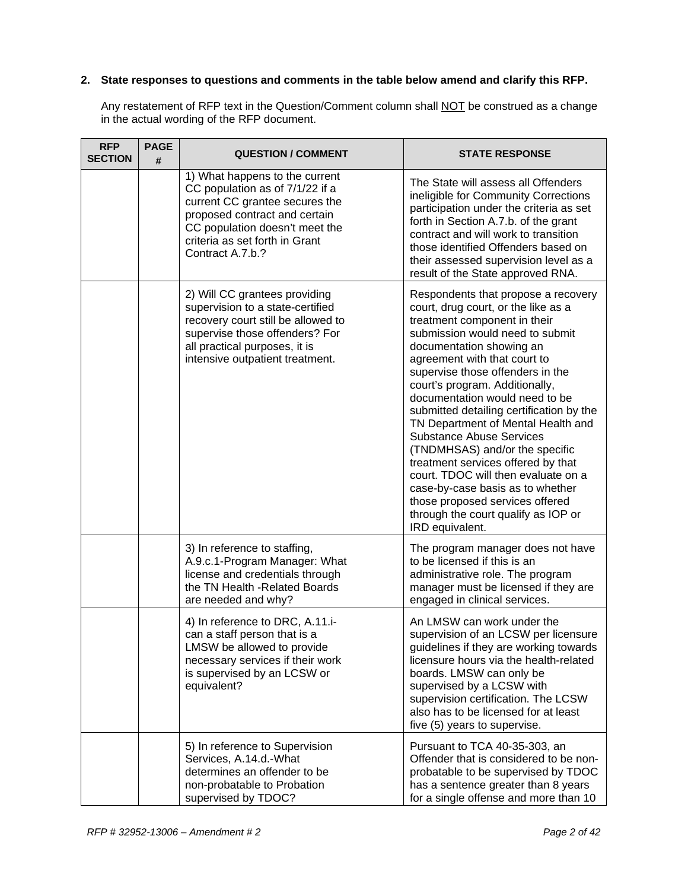**2. State responses to questions and comments in the table below amend and clarify this RFP.**

Any restatement of RFP text in the Question/Comment column shall NOT be construed as a change in the actual wording of the RFP document.

| RFP SECTION | PAGE # | QUESTION / COMMENT | STATE RESPONSE |
|---|---|---|---|
| | | 1) What happens to the current CC population as of 7/1/22 if a current CC grantee secures the proposed contract and certain CC population doesn't meet the criteria as set forth in Grant Contract A.7.b.? | The State will assess all Offenders ineligible for Community Corrections participation under the criteria as set forth in Section A.7.b. of the grant contract and will work to transition those identified Offenders based on their assessed supervision level as a result of the State approved RNA. |
| | | 2) Will CC grantees providing supervision to a state-certified recovery court still be allowed to supervise those offenders? For all practical purposes, it is intensive outpatient treatment. | Respondents that propose a recovery court, drug court, or the like as a treatment component in their submission would need to submit documentation showing an agreement with that court to supervise those offenders in the court's program. Additionally, documentation would need to be submitted detailing certification by the TN Department of Mental Health and Substance Abuse Services (TNDMHSAS) and/or the specific treatment services offered by that court. TDOC will then evaluate on a case-by-case basis as to whether those proposed services offered through the court qualify as IOP or IRD equivalent. |
| | | 3) In reference to staffing, A.9.c.1-Program Manager: What license and credentials through the TN Health -Related Boards are needed and why? | The program manager does not have to be licensed if this is an administrative role. The program manager must be licensed if they are engaged in clinical services. |
| | | 4) In reference to DRC, A.11.i- can a staff person that is a LMSW be allowed to provide necessary services if their work is supervised by an LCSW or equivalent? | An LMSW can work under the supervision of an LCSW per licensure guidelines if they are working towards licensure hours via the health-related boards. LMSW can only be supervised by a LCSW with supervision certification. The LCSW also has to be licensed for at least five (5) years to supervise. |
| | | 5) In reference to Supervision Services, A.14.d.-What determines an offender to be non-probatable to Probation supervised by TDOC? | Pursuant to TCA 40-35-303, an Offender that is considered to be non-probatable to be supervised by TDOC has a sentence greater than 8 years for a single offense and more than 10 |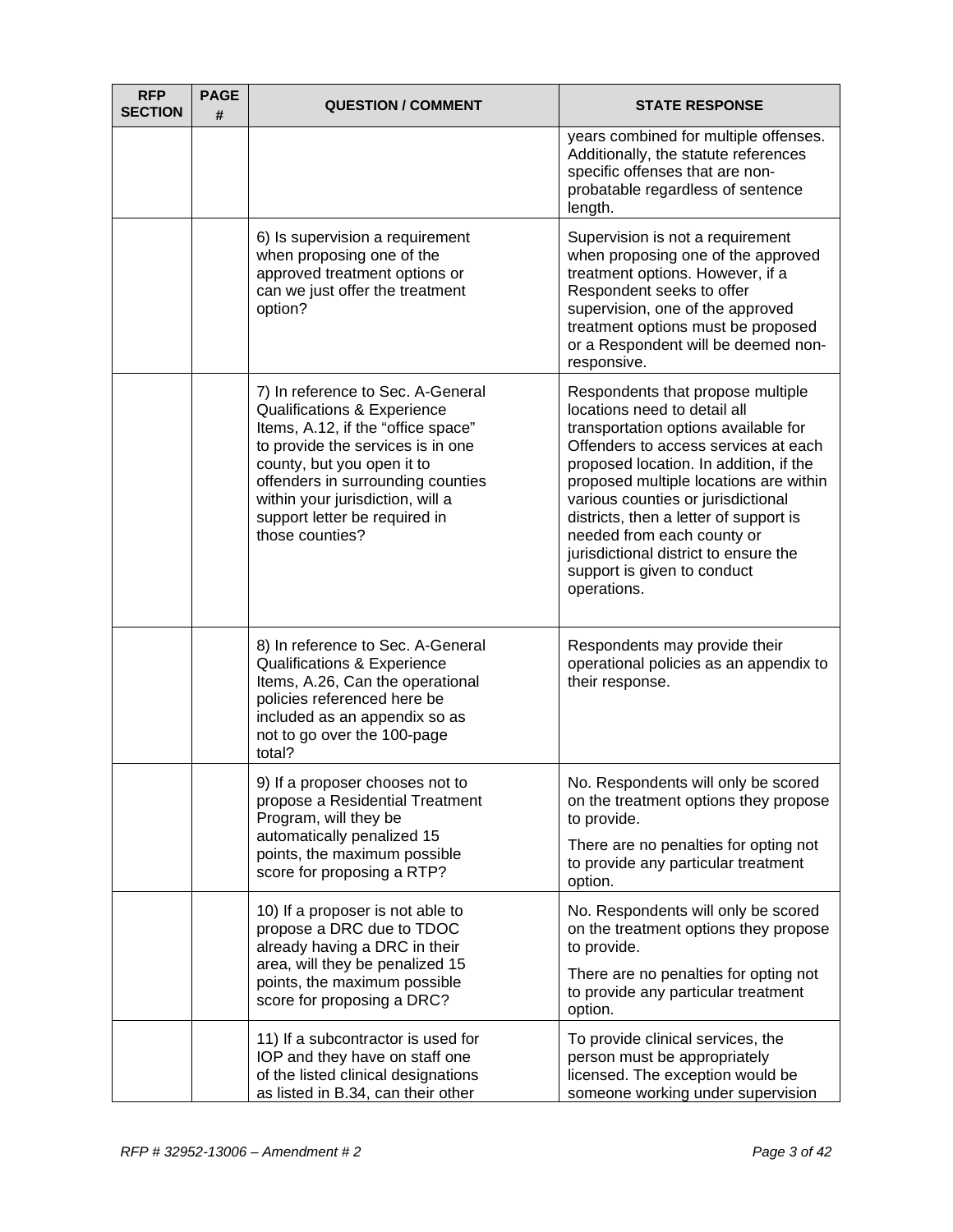| RFP SECTION | PAGE # | QUESTION / COMMENT | STATE RESPONSE |
| --- | --- | --- | --- |
| | | | years combined for multiple offenses. Additionally, the statute references specific offenses that are non-probatable regardless of sentence length. |
| | | 6) Is supervision a requirement when proposing one of the approved treatment options or can we just offer the treatment option? | Supervision is not a requirement when proposing one of the approved treatment options. However, if a Respondent seeks to offer supervision, one of the approved treatment options must be proposed or a Respondent will be deemed non-responsive. |
| | | 7) In reference to Sec. A-General Qualifications & Experience Items, A.12, if the "office space" to provide the services is in one county, but you open it to offenders in surrounding counties within your jurisdiction, will a support letter be required in those counties? | Respondents that propose multiple locations need to detail all transportation options available for Offenders to access services at each proposed location. In addition, if the proposed multiple locations are within various counties or jurisdictional districts, then a letter of support is needed from each county or jurisdictional district to ensure the support is given to conduct operations. |
| | | 8) In reference to Sec. A-General Qualifications & Experience Items, A.26, Can the operational policies referenced here be included as an appendix so as not to go over the 100-page total? | Respondents may provide their operational policies as an appendix to their response. |
| | | 9) If a proposer chooses not to propose a Residential Treatment Program, will they be automatically penalized 15 points, the maximum possible score for proposing a RTP? | No. Respondents will only be scored on the treatment options they propose to provide.<br><br>There are no penalties for opting not to provide any particular treatment option. |
| | | 10) If a proposer is not able to propose a DRC due to TDOC already having a DRC in their area, will they be penalized 15 points, the maximum possible score for proposing a DRC? | No. Respondents will only be scored on the treatment options they propose to provide.<br><br>There are no penalties for opting not to provide any particular treatment option. |
| | | 11) If a subcontractor is used for IOP and they have on staff one of the listed clinical designations as listed in B.34, can their other | To provide clinical services, the person must be appropriately licensed. The exception would be someone working under supervision |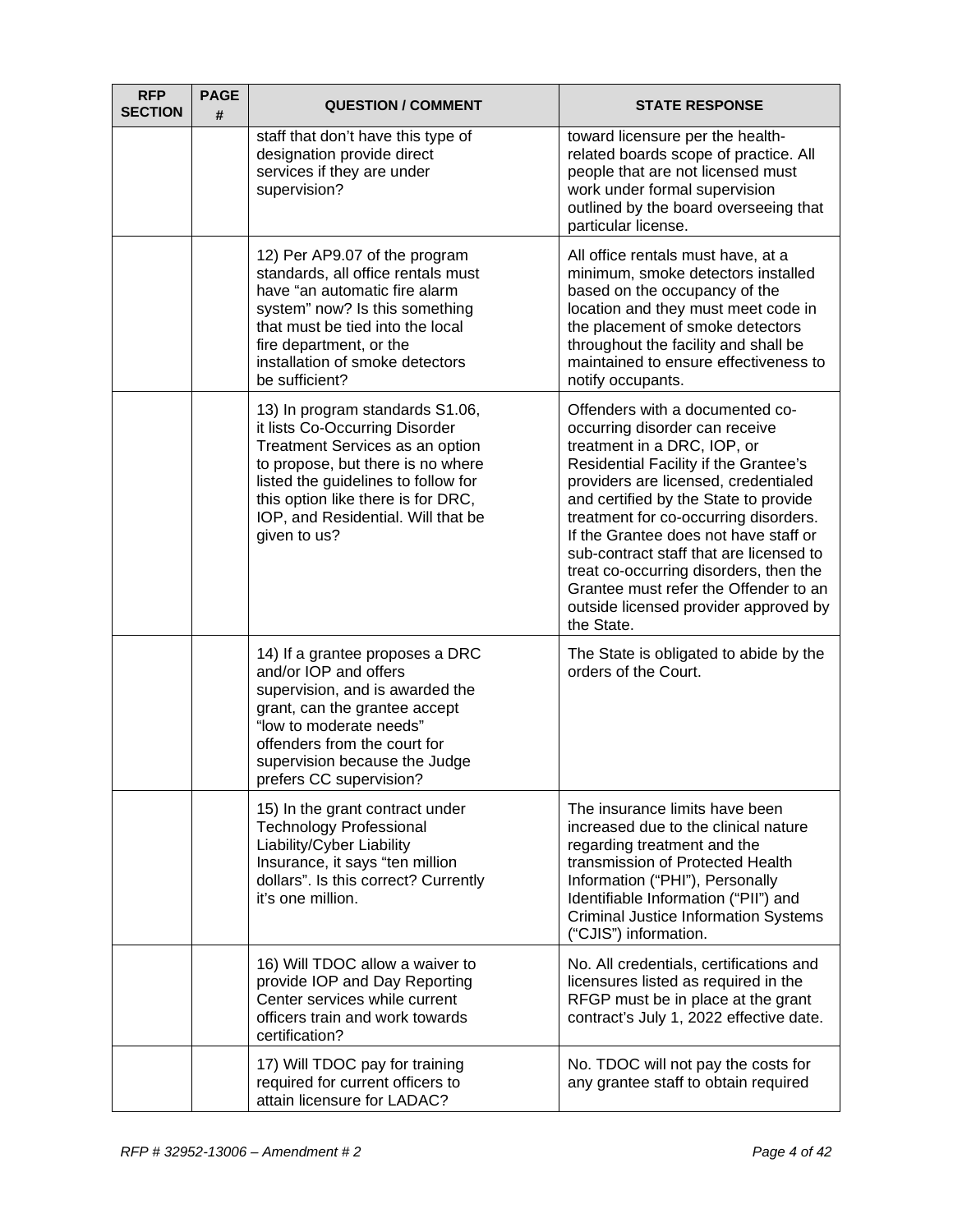| RFP SECTION | PAGE # | QUESTION / COMMENT | STATE RESPONSE |
|---|---|---|---|
| | | staff that don't have this type of designation provide direct services if they are under supervision? | toward licensure per the health-related boards scope of practice. All people that are not licensed must work under formal supervision outlined by the board overseeing that particular license. |
| | | 12) Per AP9.07 of the program standards, all office rentals must have "an automatic fire alarm system" now? Is this something that must be tied into the local fire department, or the installation of smoke detectors be sufficient? | All office rentals must have, at a minimum, smoke detectors installed based on the occupancy of the location and they must meet code in the placement of smoke detectors throughout the facility and shall be maintained to ensure effectiveness to notify occupants. |
| | | 13) In program standards S1.06, it lists Co-Occurring Disorder Treatment Services as an option to propose, but there is no where listed the guidelines to follow for this option like there is for DRC, IOP, and Residential. Will that be given to us? | Offenders with a documented co-occurring disorder can receive treatment in a DRC, IOP, or Residential Facility if the Grantee's providers are licensed, credentialed and certified by the State to provide treatment for co-occurring disorders. If the Grantee does not have staff or sub-contract staff that are licensed to treat co-occurring disorders, then the Grantee must refer the Offender to an outside licensed provider approved by the State. |
| | | 14) If a grantee proposes a DRC and/or IOP and offers supervision, and is awarded the grant, can the grantee accept "low to moderate needs" offenders from the court for supervision because the Judge prefers CC supervision? | The State is obligated to abide by the orders of the Court. |
| | | 15) In the grant contract under Technology Professional Liability/Cyber Liability Insurance, it says "ten million dollars". Is this correct? Currently it's one million. | The insurance limits have been increased due to the clinical nature regarding treatment and the transmission of Protected Health Information ("PHI"), Personally Identifiable Information ("PII") and Criminal Justice Information Systems ("CJIS") information. |
| | | 16) Will TDOC allow a waiver to provide IOP and Day Reporting Center services while current officers train and work towards certification? | No. All credentials, certifications and licensures listed as required in the RFGP must be in place at the grant contract's July 1, 2022 effective date. |
| | | 17) Will TDOC pay for training required for current officers to attain licensure for LADAC? | No. TDOC will not pay the costs for any grantee staff to obtain required |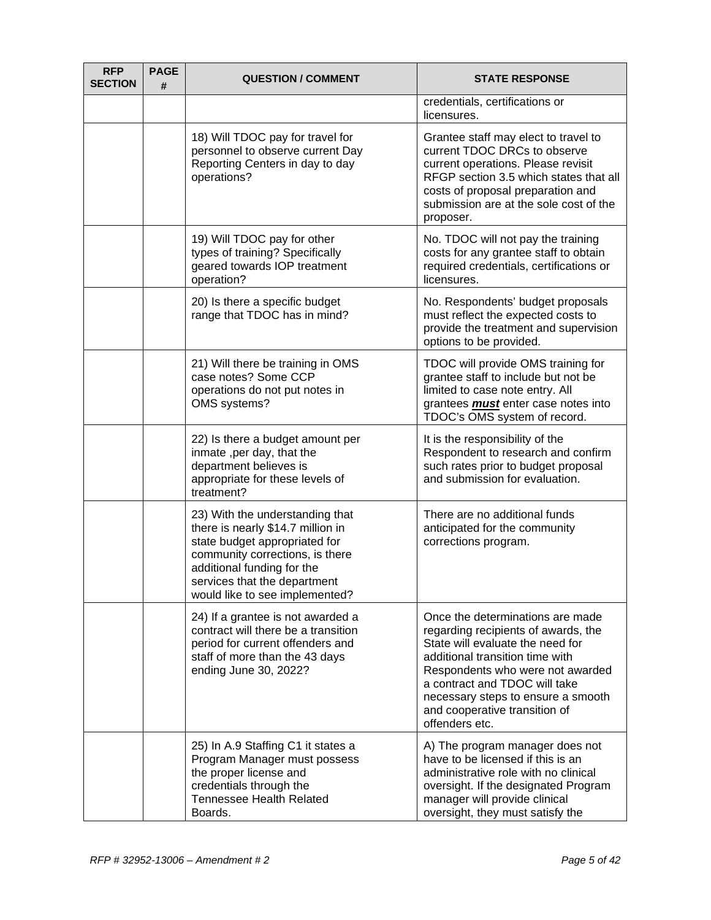| RFP SECTION | PAGE # | QUESTION / COMMENT | STATE RESPONSE |
|---|---|---|---|
| | | | credentials, certifications or licensures. |
| | | 18) Will TDOC pay for travel for personnel to observe current Day Reporting Centers in day to day operations? | Grantee staff may elect to travel to current TDOC DRCs to observe current operations. Please revisit RFGP section 3.5 which states that all costs of proposal preparation and submission are at the sole cost of the proposer. |
| | | 19) Will TDOC pay for other types of training? Specifically geared towards IOP treatment operation? | No. TDOC will not pay the training costs for any grantee staff to obtain required credentials, certifications or licensures. |
| | | 20) Is there a specific budget range that TDOC has in mind? | No. Respondents' budget proposals must reflect the expected costs to provide the treatment and supervision options to be provided. |
| | | 21) Will there be training in OMS case notes? Some CCP operations do not put notes in OMS systems? | TDOC will provide OMS training for grantee staff to include but not be limited to case note entry. All grantees ***must*** enter case notes into TDOC's OMS system of record. |
| | | 22) Is there a budget amount per inmate ,per day, that the department believes is appropriate for these levels of treatment? | It is the responsibility of the Respondent to research and confirm such rates prior to budget proposal and submission for evaluation. |
| | | 23) With the understanding that there is nearly $14.7 million in state budget appropriated for community corrections, is there additional funding for the services that the department would like to see implemented? | There are no additional funds anticipated for the community corrections program. |
| | | 24) If a grantee is not awarded a contract will there be a transition period for current offenders and staff of more than the 43 days ending June 30, 2022? | Once the determinations are made regarding recipients of awards, the State will evaluate the need for additional transition time with Respondents who were not awarded a contract and TDOC will take necessary steps to ensure a smooth and cooperative transition of offenders etc. |
| | | 25) In A.9 Staffing C1 it states a Program Manager must possess the proper license and credentials through the Tennessee Health Related Boards. | A) The program manager does not have to be licensed if this is an administrative role with no clinical oversight. If the designated Program manager will provide clinical oversight, they must satisfy the |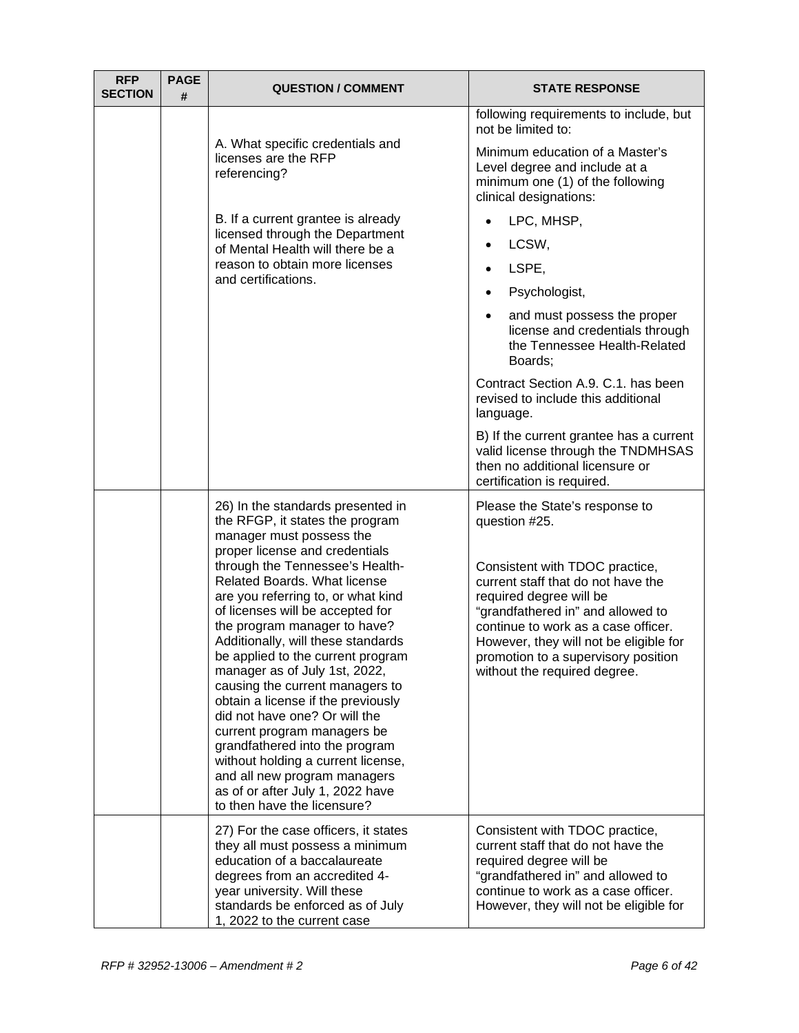| RFP SECTION | PAGE # | QUESTION / COMMENT | STATE RESPONSE |
|---|---|---|---|
| | | A. What specific credentials and licenses are the RFP referencing?<br><br>B. If a current grantee is already licensed through the Department of Mental Health will there be a reason to obtain more licenses and certifications. | following requirements to include, but not be limited to:<br><br>Minimum education of a Master's Level degree and include at a minimum one (1) of the following clinical designations:<br><br>• LPC, MHSP,<br>• LCSW,<br>• LSPE,<br>• Psychologist,<br>• and must possess the proper license and credentials through the Tennessee Health-Related Boards;<br><br>Contract Section A.9. C.1. has been revised to include this additional language.<br><br>B) If the current grantee has a current valid license through the TNDMHSAS then no additional licensure or certification is required. |
| | | 26) In the standards presented in the RFGP, it states the program manager must possess the proper license and credentials through the Tennessee's Health-Related Boards. What license are you referring to, or what kind of licenses will be accepted for the program manager to have? Additionally, will these standards be applied to the current program manager as of July 1st, 2022, causing the current managers to obtain a license if the previously did not have one? Or will the current program managers be grandfathered into the program without holding a current license, and all new program managers as of or after July 1, 2022 have to then have the licensure? | Please the State's response to question #25.<br><br>Consistent with TDOC practice, current staff that do not have the required degree will be "grandfathered in" and allowed to continue to work as a case officer. However, they will not be eligible for promotion to a supervisory position without the required degree. |
| | | 27) For the case officers, it states they all must possess a minimum education of a baccalaureate degrees from an accredited 4-year university. Will these standards be enforced as of July 1, 2022 to the current case | Consistent with TDOC practice, current staff that do not have the required degree will be "grandfathered in" and allowed to continue to work as a case officer. However, they will not be eligible for |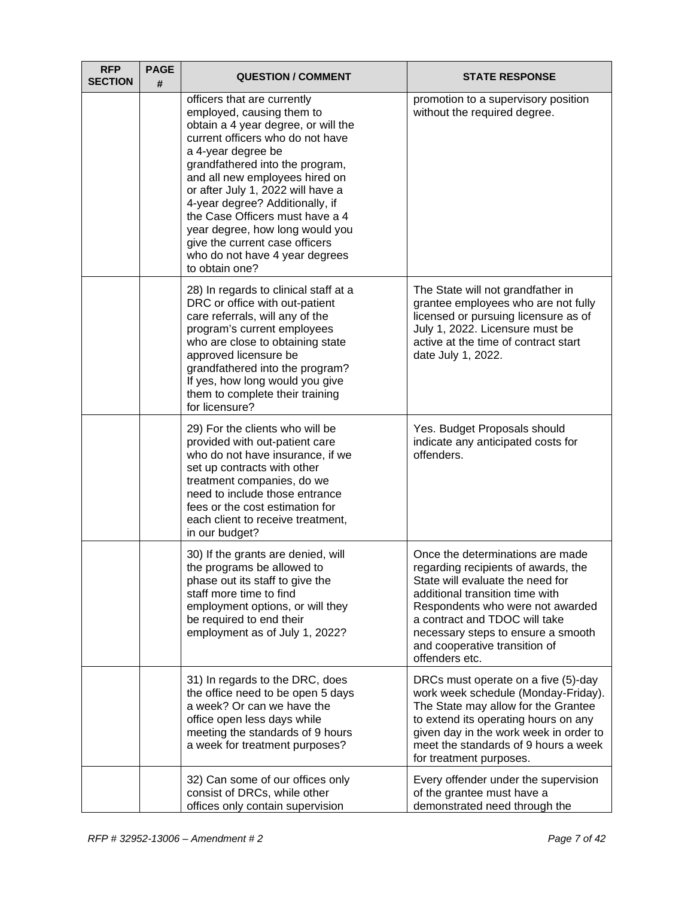| RFP SECTION | PAGE # | QUESTION / COMMENT | STATE RESPONSE |
|---|---|---|---|
| | | officers that are currently employed, causing them to obtain a 4 year degree, or will the current officers who do not have a 4-year degree be grandfathered into the program, and all new employees hired on or after July 1, 2022 will have a 4-year degree? Additionally, if the Case Officers must have a 4 year degree, how long would you give the current case officers who do not have 4 year degrees to obtain one? | promotion to a supervisory position without the required degree. |
| | | 28) In regards to clinical staff at a DRC or office with out-patient care referrals, will any of the program's current employees who are close to obtaining state approved licensure be grandfathered into the program? If yes, how long would you give them to complete their training for licensure? | The State will not grandfather in grantee employees who are not fully licensed or pursuing licensure as of July 1, 2022. Licensure must be active at the time of contract start date July 1, 2022. |
| | | 29) For the clients who will be provided with out-patient care who do not have insurance, if we set up contracts with other treatment companies, do we need to include those entrance fees or the cost estimation for each client to receive treatment, in our budget? | Yes. Budget Proposals should indicate any anticipated costs for offenders. |
| | | 30) If the grants are denied, will the programs be allowed to phase out its staff to give the staff more time to find employment options, or will they be required to end their employment as of July 1, 2022? | Once the determinations are made regarding recipients of awards, the State will evaluate the need for additional transition time with Respondents who were not awarded a contract and TDOC will take necessary steps to ensure a smooth and cooperative transition of offenders etc. |
| | | 31) In regards to the DRC, does the office need to be open 5 days a week? Or can we have the office open less days while meeting the standards of 9 hours a week for treatment purposes? | DRCs must operate on a five (5)-day work week schedule (Monday-Friday). The State may allow for the Grantee to extend its operating hours on any given day in the work week in order to meet the standards of 9 hours a week for treatment purposes. |
| | | 32) Can some of our offices only consist of DRCs, while other offices only contain supervision | Every offender under the supervision of the grantee must have a demonstrated need through the |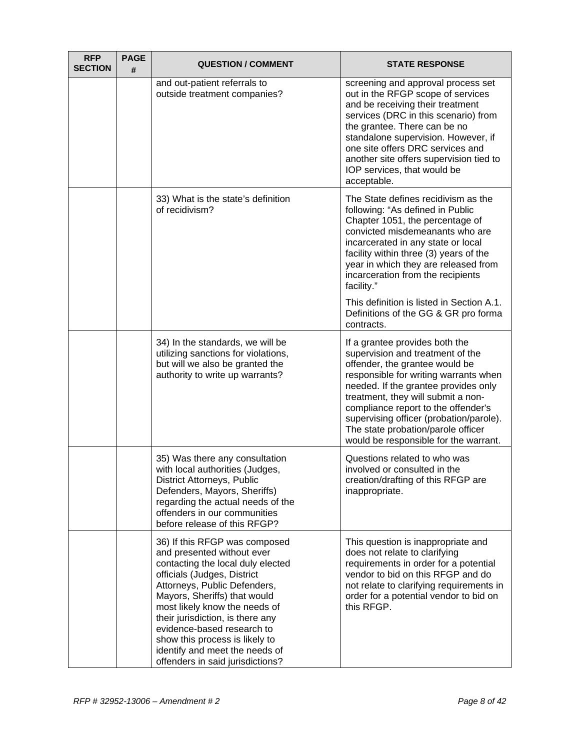| RFP SECTION | PAGE # | QUESTION / COMMENT | STATE RESPONSE |
|---|---|---|---|
| | | and out-patient referrals to outside treatment companies? | screening and approval process set out in the RFGP scope of services and be receiving their treatment services (DRC in this scenario) from the grantee. There can be no standalone supervision. However, if one site offers DRC services and another site offers supervision tied to IOP services, that would be acceptable. |
| | | 33) What is the state's definition of recidivism? | The State defines recidivism as the following: "As defined in Public Chapter 1051, the percentage of convicted misdemeanants who are incarcerated in any state or local facility within three (3) years of the year in which they are released from incarceration from the recipients facility."<br><br>This definition is listed in Section A.1. Definitions of the GG & GR pro forma contracts. |
| | | 34) In the standards, we will be utilizing sanctions for violations, but will we also be granted the authority to write up warrants? | If a grantee provides both the supervision and treatment of the offender, the grantee would be responsible for writing warrants when needed. If the grantee provides only treatment, they will submit a non-compliance report to the offender's supervising officer (probation/parole). The state probation/parole officer would be responsible for the warrant. |
| | | 35) Was there any consultation with local authorities (Judges, District Attorneys, Public Defenders, Mayors, Sheriffs) regarding the actual needs of the offenders in our communities before release of this RFGP? | Questions related to who was involved or consulted in the creation/drafting of this RFGP are inappropriate. |
| | | 36) If this RFGP was composed and presented without ever contacting the local duly elected officials (Judges, District Attorneys, Public Defenders, Mayors, Sheriffs) that would most likely know the needs of their jurisdiction, is there any evidence-based research to show this process is likely to identify and meet the needs of offenders in said jurisdictions? | This question is inappropriate and does not relate to clarifying requirements in order for a potential vendor to bid on this RFGP and do not relate to clarifying requirements in order for a potential vendor to bid on this RFGP. |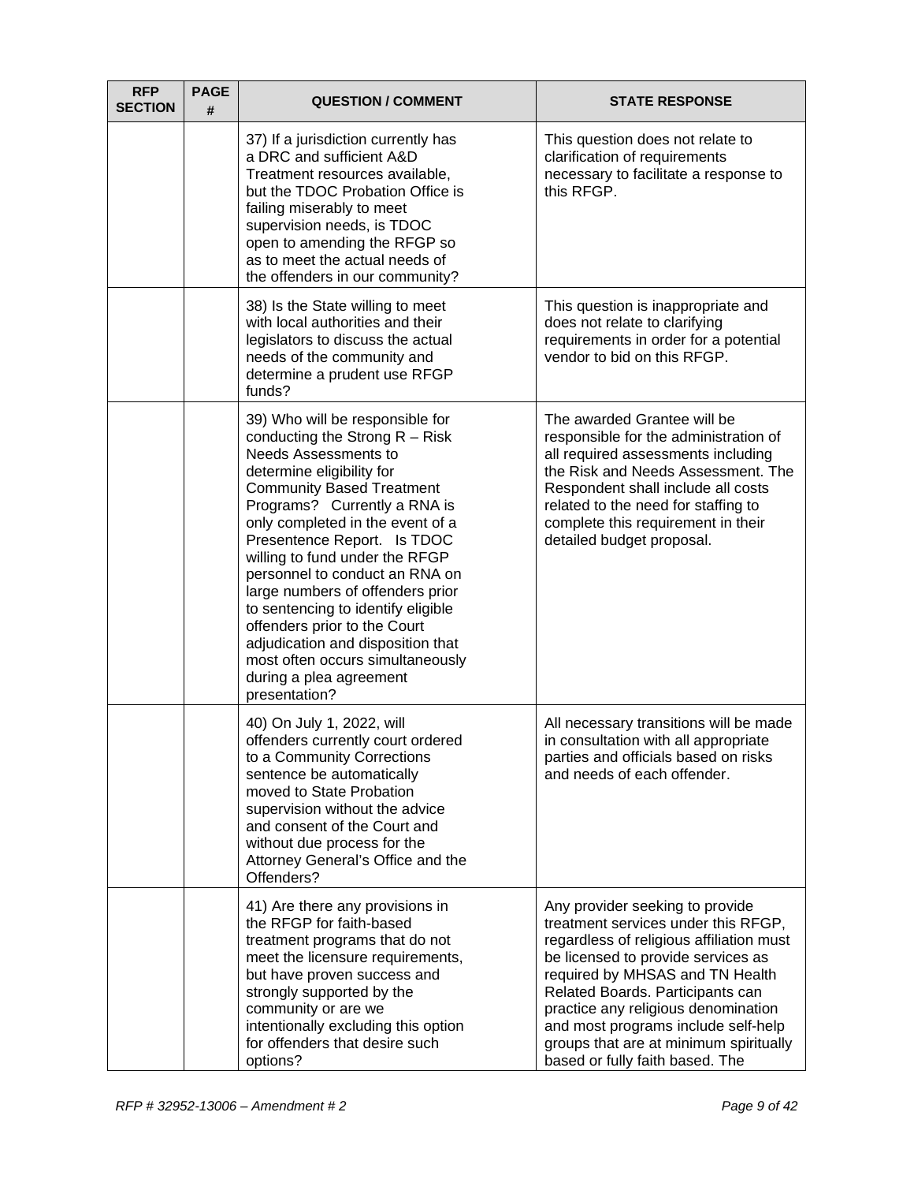| RFP SECTION | PAGE # | QUESTION / COMMENT | STATE RESPONSE |
|---|---|---|---|
| | | 37) If a jurisdiction currently has a DRC and sufficient A&D Treatment resources available, but the TDOC Probation Office is failing miserably to meet supervision needs, is TDOC open to amending the RFGP so as to meet the actual needs of the offenders in our community? | This question does not relate to clarification of requirements necessary to facilitate a response to this RFGP. |
| | | 38) Is the State willing to meet with local authorities and their legislators to discuss the actual needs of the community and determine a prudent use RFGP funds? | This question is inappropriate and does not relate to clarifying requirements in order for a potential vendor to bid on this RFGP. |
| | | 39) Who will be responsible for conducting the Strong R – Risk Needs Assessments to determine eligibility for Community Based Treatment Programs? Currently a RNA is only completed in the event of a Presentence Report. Is TDOC willing to fund under the RFGP personnel to conduct an RNA on large numbers of offenders prior to sentencing to identify eligible offenders prior to the Court adjudication and disposition that most often occurs simultaneously during a plea agreement presentation? | The awarded Grantee will be responsible for the administration of all required assessments including the Risk and Needs Assessment. The Respondent shall include all costs related to the need for staffing to complete this requirement in their detailed budget proposal. |
| | | 40) On July 1, 2022, will offenders currently court ordered to a Community Corrections sentence be automatically moved to State Probation supervision without the advice and consent of the Court and without due process for the Attorney General's Office and the Offenders? | All necessary transitions will be made in consultation with all appropriate parties and officials based on risks and needs of each offender. |
| | | 41) Are there any provisions in the RFGP for faith-based treatment programs that do not meet the licensure requirements, but have proven success and strongly supported by the community or are we intentionally excluding this option for offenders that desire such options? | Any provider seeking to provide treatment services under this RFGP, regardless of religious affiliation must be licensed to provide services as required by MHSAS and TN Health Related Boards. Participants can practice any religious denomination and most programs include self-help groups that are at minimum spiritually based or fully faith based. The |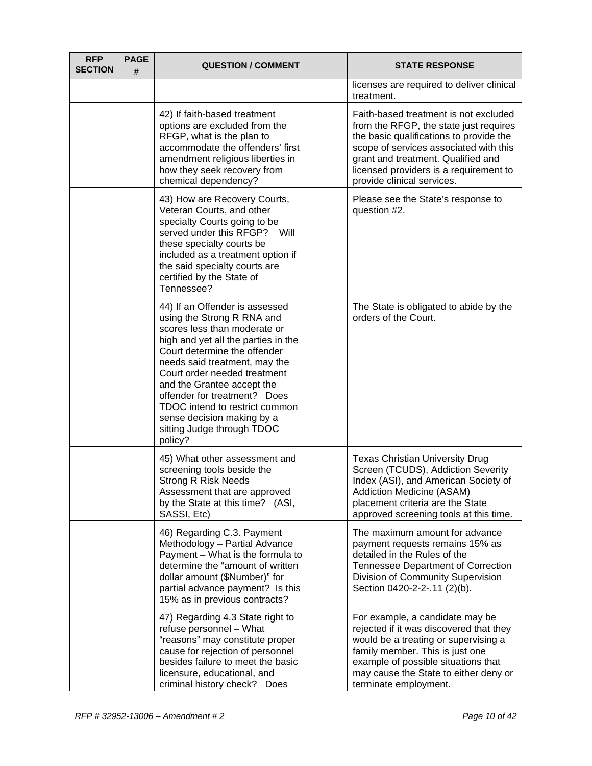| RFP SECTION | PAGE # | QUESTION / COMMENT | STATE RESPONSE |
|---|---|---|---|
| | | | licenses are required to deliver clinical treatment. |
| | | 42) If faith-based treatment options are excluded from the RFGP, what is the plan to accommodate the offenders' first amendment religious liberties in how they seek recovery from chemical dependency? | Faith-based treatment is not excluded from the RFGP, the state just requires the basic qualifications to provide the scope of services associated with this grant and treatment. Qualified and licensed providers is a requirement to provide clinical services. |
| | | 43) How are Recovery Courts, Veteran Courts, and other specialty Courts going to be served under this RFGP? Will these specialty courts be included as a treatment option if the said specialty courts are certified by the State of Tennessee? | Please see the State's response to question #2. |
| | | 44) If an Offender is assessed using the Strong R RNA and scores less than moderate or high and yet all the parties in the Court determine the offender needs said treatment, may the Court order needed treatment and the Grantee accept the offender for treatment? Does TDOC intend to restrict common sense decision making by a sitting Judge through TDOC policy? | The State is obligated to abide by the orders of the Court. |
| | | 45) What other assessment and screening tools beside the Strong R Risk Needs Assessment that are approved by the State at this time? (ASI, SASSI, Etc) | Texas Christian University Drug Screen (TCUDS), Addiction Severity Index (ASI), and American Society of Addiction Medicine (ASAM) placement criteria are the State approved screening tools at this time. |
| | | 46) Regarding C.3. Payment Methodology – Partial Advance Payment – What is the formula to determine the "amount of written dollar amount ($Number)" for partial advance payment? Is this 15% as in previous contracts? | The maximum amount for advance payment requests remains 15% as detailed in the Rules of the Tennessee Department of Correction Division of Community Supervision Section 0420-2-2-.11 (2)(b). |
| | | 47) Regarding 4.3 State right to refuse personnel – What "reasons" may constitute proper cause for rejection of personnel besides failure to meet the basic licensure, educational, and criminal history check? Does | For example, a candidate may be rejected if it was discovered that they would be a treating or supervising a family member. This is just one example of possible situations that may cause the State to either deny or terminate employment. |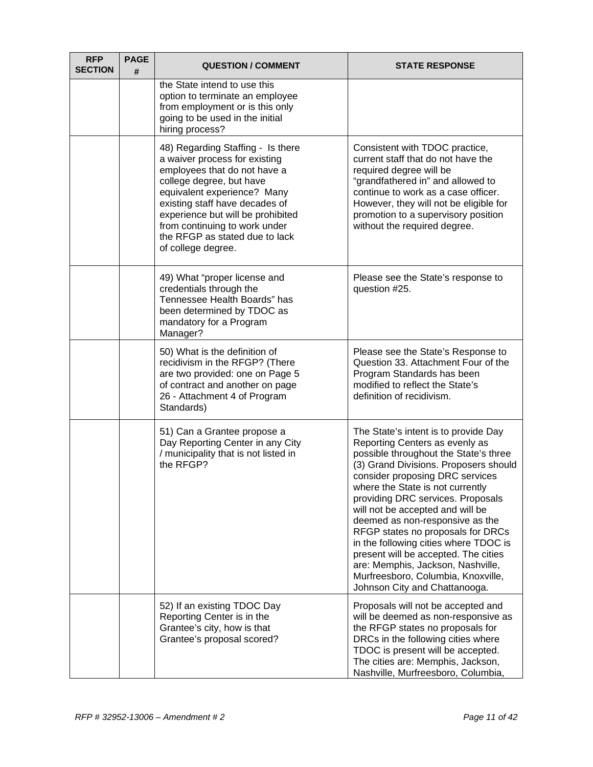| RFP SECTION | PAGE # | QUESTION / COMMENT | STATE RESPONSE |
|---|---|---|---|
| | | the State intend to use this option to terminate an employee from employment or is this only going to be used in the initial hiring process? | |
| | | 48) Regarding Staffing - Is there a waiver process for existing employees that do not have a college degree, but have equivalent experience? Many existing staff have decades of experience but will be prohibited from continuing to work under the RFGP as stated due to lack of college degree. | Consistent with TDOC practice, current staff that do not have the required degree will be "grandfathered in" and allowed to continue to work as a case officer. However, they will not be eligible for promotion to a supervisory position without the required degree. |
| | | 49) What "proper license and credentials through the Tennessee Health Boards" has been determined by TDOC as mandatory for a Program Manager? | Please see the State's response to question #25. |
| | | 50) What is the definition of recidivism in the RFGP? (There are two provided: one on Page 5 of contract and another on page 26 - Attachment 4 of Program Standards) | Please see the State's Response to Question 33. Attachment Four of the Program Standards has been modified to reflect the State's definition of recidivism. |
| | | 51) Can a Grantee propose a Day Reporting Center in any City / municipality that is not listed in the RFGP? | The State's intent is to provide Day Reporting Centers as evenly as possible throughout the State's three (3) Grand Divisions. Proposers should consider proposing DRC services where the State is not currently providing DRC services. Proposals will not be accepted and will be deemed as non-responsive as the RFGP states no proposals for DRCs in the following cities where TDOC is present will be accepted. The cities are: Memphis, Jackson, Nashville, Murfreesboro, Columbia, Knoxville, Johnson City and Chattanooga. |
| | | 52) If an existing TDOC Day Reporting Center is in the Grantee's city, how is that Grantee's proposal scored? | Proposals will not be accepted and will be deemed as non-responsive as the RFGP states no proposals for DRCs in the following cities where TDOC is present will be accepted. The cities are: Memphis, Jackson, Nashville, Murfreesboro, Columbia, |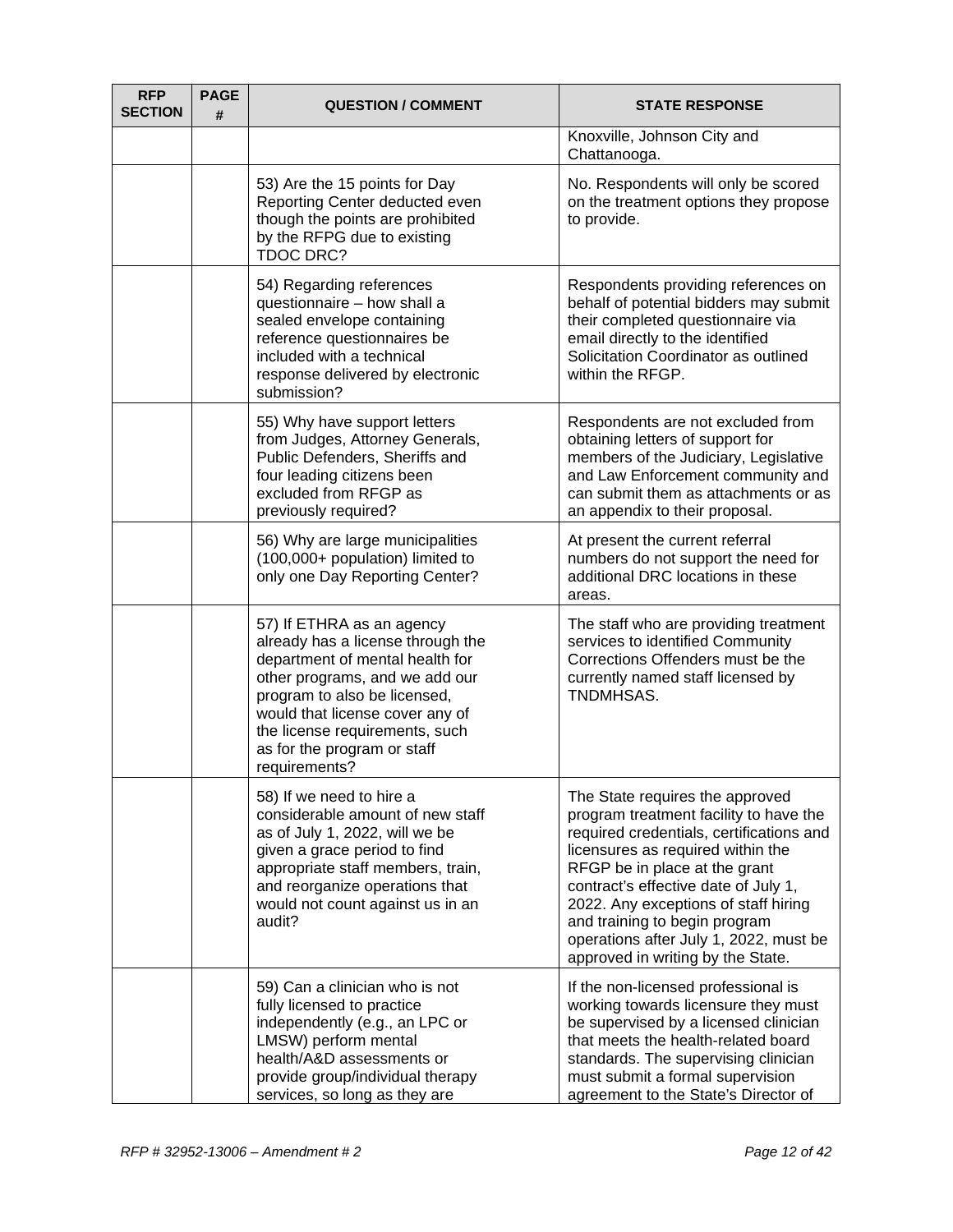| RFP SECTION | PAGE # | QUESTION / COMMENT | STATE RESPONSE |
|---|---|---|---|
| | | | Knoxville, Johnson City and Chattanooga. |
| | | 53) Are the 15 points for Day Reporting Center deducted even though the points are prohibited by the RFPG due to existing TDOC DRC? | No. Respondents will only be scored on the treatment options they propose to provide. |
| | | 54) Regarding references questionnaire – how shall a sealed envelope containing reference questionnaires be included with a technical response delivered by electronic submission? | Respondents providing references on behalf of potential bidders may submit their completed questionnaire via email directly to the identified Solicitation Coordinator as outlined within the RFGP. |
| | | 55) Why have support letters from Judges, Attorney Generals, Public Defenders, Sheriffs and four leading citizens been excluded from RFGP as previously required? | Respondents are not excluded from obtaining letters of support for members of the Judiciary, Legislative and Law Enforcement community and can submit them as attachments or as an appendix to their proposal. |
| | | 56) Why are large municipalities (100,000+ population) limited to only one Day Reporting Center? | At present the current referral numbers do not support the need for additional DRC locations in these areas. |
| | | 57) If ETHRA as an agency already has a license through the department of mental health for other programs, and we add our program to also be licensed, would that license cover any of the license requirements, such as for the program or staff requirements? | The staff who are providing treatment services to identified Community Corrections Offenders must be the currently named staff licensed by TNDMHSAS. |
| | | 58) If we need to hire a considerable amount of new staff as of July 1, 2022, will we be given a grace period to find appropriate staff members, train, and reorganize operations that would not count against us in an audit? | The State requires the approved program treatment facility to have the required credentials, certifications and licensures as required within the RFGP be in place at the grant contract's effective date of July 1, 2022. Any exceptions of staff hiring and training to begin program operations after July 1, 2022, must be approved in writing by the State. |
| | | 59) Can a clinician who is not fully licensed to practice independently (e.g., an LPC or LMSW) perform mental health/A&D assessments or provide group/individual therapy services, so long as they are | If the non-licensed professional is working towards licensure they must be supervised by a licensed clinician that meets the health-related board standards. The supervising clinician must submit a formal supervision agreement to the State's Director of |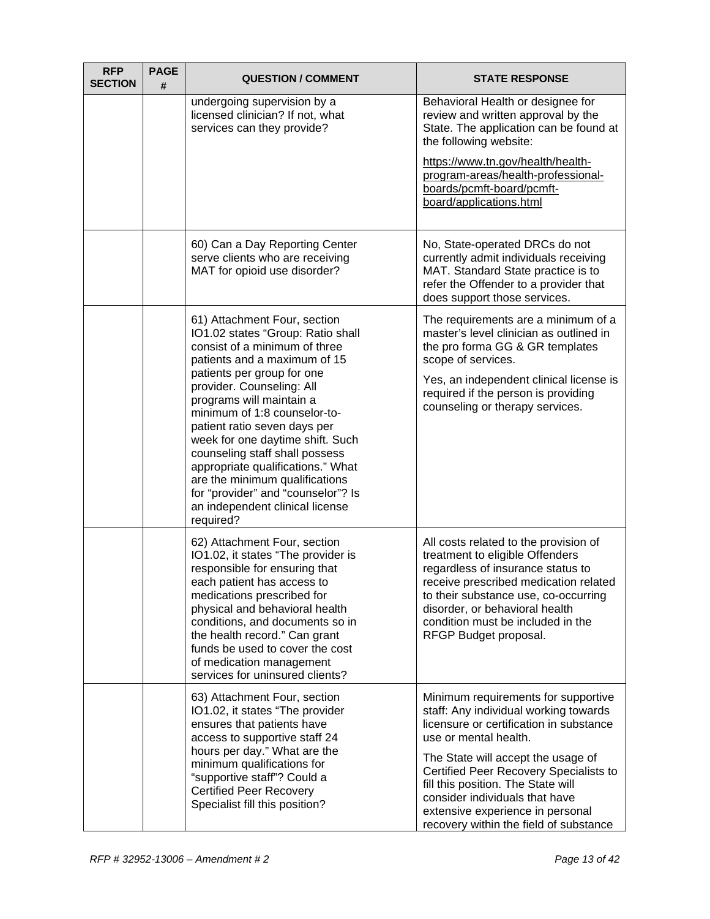| RFP SECTION | PAGE # | QUESTION / COMMENT | STATE RESPONSE |
|---|---|---|---|
| | | undergoing supervision by a licensed clinician? If not, what services can they provide? | Behavioral Health or designee for review and written approval by the State. The application can be found at the following website: https://www.tn.gov/health/health-program-areas/health-professional-boards/pcmft-board/pcmft-board/applications.html |
| | | 60) Can a Day Reporting Center serve clients who are receiving MAT for opioid use disorder? | No, State-operated DRCs do not currently admit individuals receiving MAT. Standard State practice is to refer the Offender to a provider that does support those services. |
| | | 61) Attachment Four, section IO1.02 states "Group: Ratio shall consist of a minimum of three patients and a maximum of 15 patients per group for one provider. Counseling: All programs will maintain a minimum of 1:8 counselor-to-patient ratio seven days per week for one daytime shift. Such counseling staff shall possess appropriate qualifications." What are the minimum qualifications for "provider" and "counselor"? Is an independent clinical license required? | The requirements are a minimum of a master's level clinician as outlined in the pro forma GG & GR templates scope of services. Yes, an independent clinical license is required if the person is providing counseling or therapy services. |
| | | 62) Attachment Four, section IO1.02, it states "The provider is responsible for ensuring that each patient has access to medications prescribed for physical and behavioral health conditions, and documents so in the health record." Can grant funds be used to cover the cost of medication management services for uninsured clients? | All costs related to the provision of treatment to eligible Offenders regardless of insurance status to receive prescribed medication related to their substance use, co-occurring disorder, or behavioral health condition must be included in the RFGP Budget proposal. |
| | | 63) Attachment Four, section IO1.02, it states "The provider ensures that patients have access to supportive staff 24 hours per day." What are the minimum qualifications for "supportive staff"? Could a Certified Peer Recovery Specialist fill this position? | Minimum requirements for supportive staff: Any individual working towards licensure or certification in substance use or mental health. The State will accept the usage of Certified Peer Recovery Specialists to fill this position. The State will consider individuals that have extensive experience in personal recovery within the field of substance |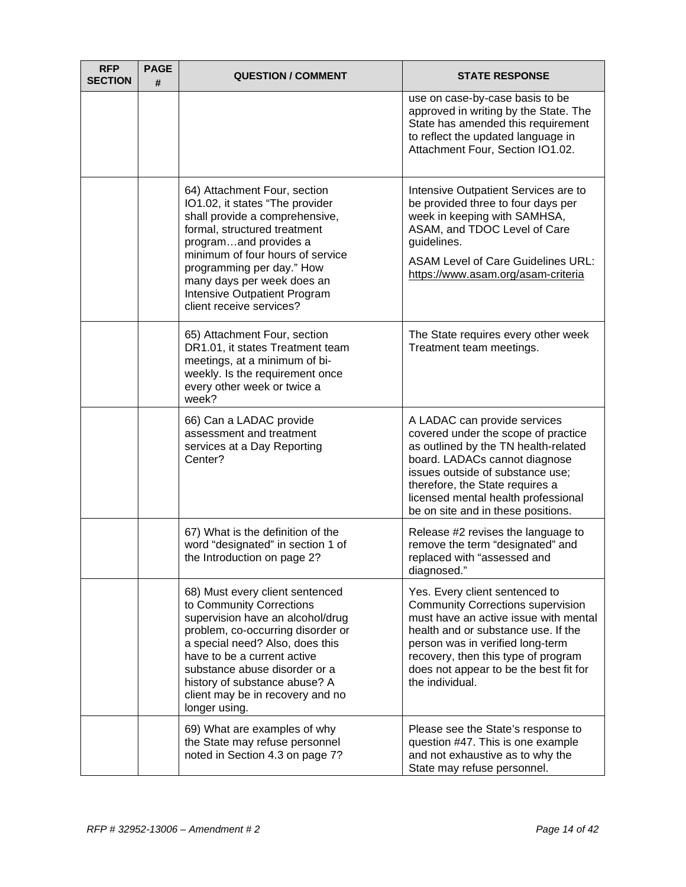| RFP SECTION | PAGE # | QUESTION / COMMENT | STATE RESPONSE |
| --- | --- | --- | --- |
| | | | use on case-by-case basis to be approved in writing by the State. The State has amended this requirement to reflect the updated language in Attachment Four, Section IO1.02. |
| | | 64) Attachment Four, section IO1.02, it states "The provider shall provide a comprehensive, formal, structured treatment program…and provides a minimum of four hours of service programming per day." How many days per week does an Intensive Outpatient Program client receive services? | Intensive Outpatient Services are to be provided three to four days per week in keeping with SAMHSA, ASAM, and TDOC Level of Care guidelines.<br><br>ASAM Level of Care Guidelines URL: https://www.asam.org/asam-criteria |
| | | 65) Attachment Four, section DR1.01, it states Treatment team meetings, at a minimum of bi-weekly. Is the requirement once every other week or twice a week? | The State requires every other week Treatment team meetings. |
| | | 66) Can a LADAC provide assessment and treatment services at a Day Reporting Center? | A LADAC can provide services covered under the scope of practice as outlined by the TN health-related board. LADACs cannot diagnose issues outside of substance use; therefore, the State requires a licensed mental health professional be on site and in these positions. |
| | | 67) What is the definition of the word "designated" in section 1 of the Introduction on page 2? | Release #2 revises the language to remove the term "designated" and replaced with "assessed and diagnosed." |
| | | 68) Must every client sentenced to Community Corrections supervision have an alcohol/drug problem, co-occurring disorder or a special need? Also, does this have to be a current active substance abuse disorder or a history of substance abuse? A client may be in recovery and no longer using. | Yes. Every client sentenced to Community Corrections supervision must have an active issue with mental health and or substance use. If the person was in verified long-term recovery, then this type of program does not appear to be the best fit for the individual. |
| | | 69) What are examples of why the State may refuse personnel noted in Section 4.3 on page 7? | Please see the State's response to question #47. This is one example and not exhaustive as to why the State may refuse personnel. |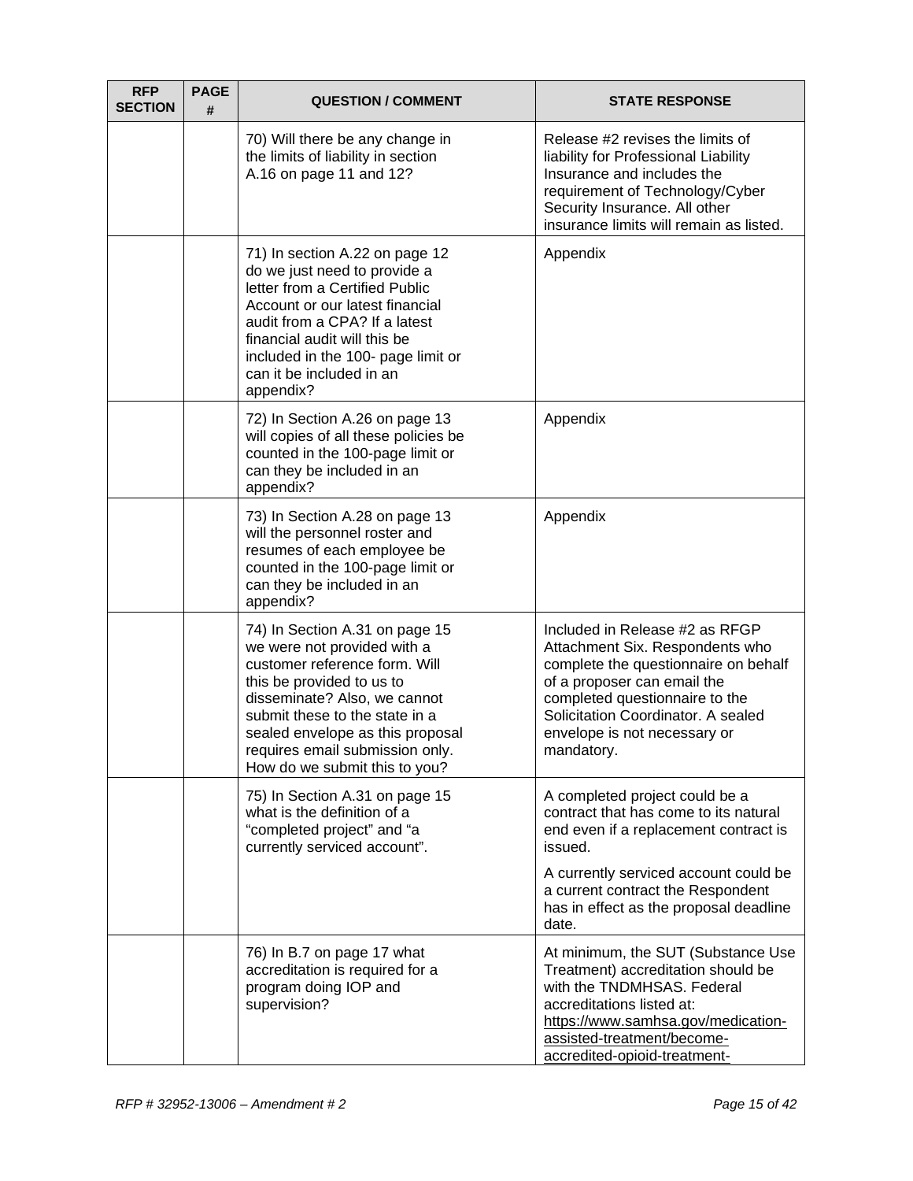| RFP SECTION | PAGE # | QUESTION / COMMENT | STATE RESPONSE |
|---|---|---|---|
| | | 70) Will there be any change in the limits of liability in section A.16 on page 11 and 12? | Release #2 revises the limits of liability for Professional Liability Insurance and includes the requirement of Technology/Cyber Security Insurance. All other insurance limits will remain as listed. |
| | | 71) In section A.22 on page 12 do we just need to provide a letter from a Certified Public Account or our latest financial audit from a CPA? If a latest financial audit will this be included in the 100- page limit or can it be included in an appendix? | Appendix |
| | | 72) In Section A.26 on page 13 will copies of all these policies be counted in the 100-page limit or can they be included in an appendix? | Appendix |
| | | 73) In Section A.28 on page 13 will the personnel roster and resumes of each employee be counted in the 100-page limit or can they be included in an appendix? | Appendix |
| | | 74) In Section A.31 on page 15 we were not provided with a customer reference form. Will this be provided to us to disseminate? Also, we cannot submit these to the state in a sealed envelope as this proposal requires email submission only. How do we submit this to you? | Included in Release #2 as RFGP Attachment Six. Respondents who complete the questionnaire on behalf of a proposer can email the completed questionnaire to the Solicitation Coordinator. A sealed envelope is not necessary or mandatory. |
| | | 75) In Section A.31 on page 15 what is the definition of a "completed project" and "a currently serviced account". | A completed project could be a contract that has come to its natural end even if a replacement contract is issued.<br><br>A currently serviced account could be a current contract the Respondent has in effect as the proposal deadline date. |
| | | 76) In B.7 on page 17 what accreditation is required for a program doing IOP and supervision? | At minimum, the SUT (Substance Use Treatment) accreditation should be with the TNDMHSAS. Federal accreditations listed at: https://www.samhsa.gov/medication-assisted-treatment/become-accredited-opioid-treatment- |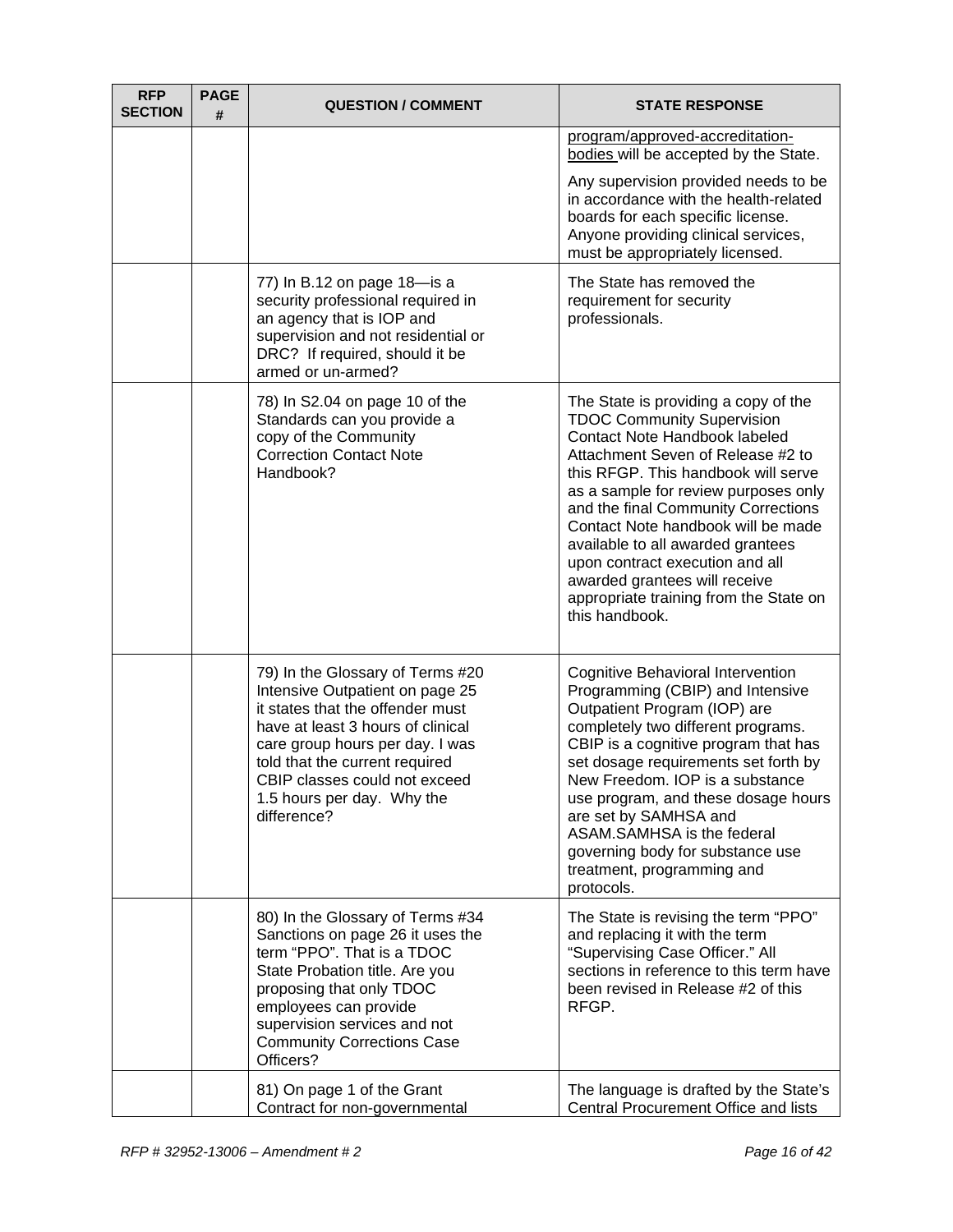| RFP SECTION | PAGE # | QUESTION / COMMENT | STATE RESPONSE |
|---|---|---|---|
| | | | program/approved-accreditation-bodies will be accepted by the State.<br><br>Any supervision provided needs to be in accordance with the health-related boards for each specific license. Anyone providing clinical services, must be appropriately licensed. |
| | | 77) In B.12 on page 18—is a security professional required in an agency that is IOP and supervision and not residential or DRC? If required, should it be armed or un-armed? | The State has removed the requirement for security professionals. |
| | | 78) In S2.04 on page 10 of the Standards can you provide a copy of the Community Correction Contact Note Handbook? | The State is providing a copy of the TDOC Community Supervision Contact Note Handbook labeled Attachment Seven of Release #2 to this RFGP. This handbook will serve as a sample for review purposes only and the final Community Corrections Contact Note handbook will be made available to all awarded grantees upon contract execution and all awarded grantees will receive appropriate training from the State on this handbook. |
| | | 79) In the Glossary of Terms #20 Intensive Outpatient on page 25 it states that the offender must have at least 3 hours of clinical care group hours per day. I was told that the current required CBIP classes could not exceed 1.5 hours per day. Why the difference? | Cognitive Behavioral Intervention Programming (CBIP) and Intensive Outpatient Program (IOP) are completely two different programs. CBIP is a cognitive program that has set dosage requirements set forth by New Freedom. IOP is a substance use program, and these dosage hours are set by SAMHSA and ASAM.SAMHSA is the federal governing body for substance use treatment, programming and protocols. |
| | | 80) In the Glossary of Terms #34 Sanctions on page 26 it uses the term "PPO". That is a TDOC State Probation title. Are you proposing that only TDOC employees can provide supervision services and not Community Corrections Case Officers? | The State is revising the term "PPO" and replacing it with the term "Supervising Case Officer." All sections in reference to this term have been revised in Release #2 of this RFGP. |
| | | 81) On page 1 of the Grant Contract for non-governmental | The language is drafted by the State's Central Procurement Office and lists |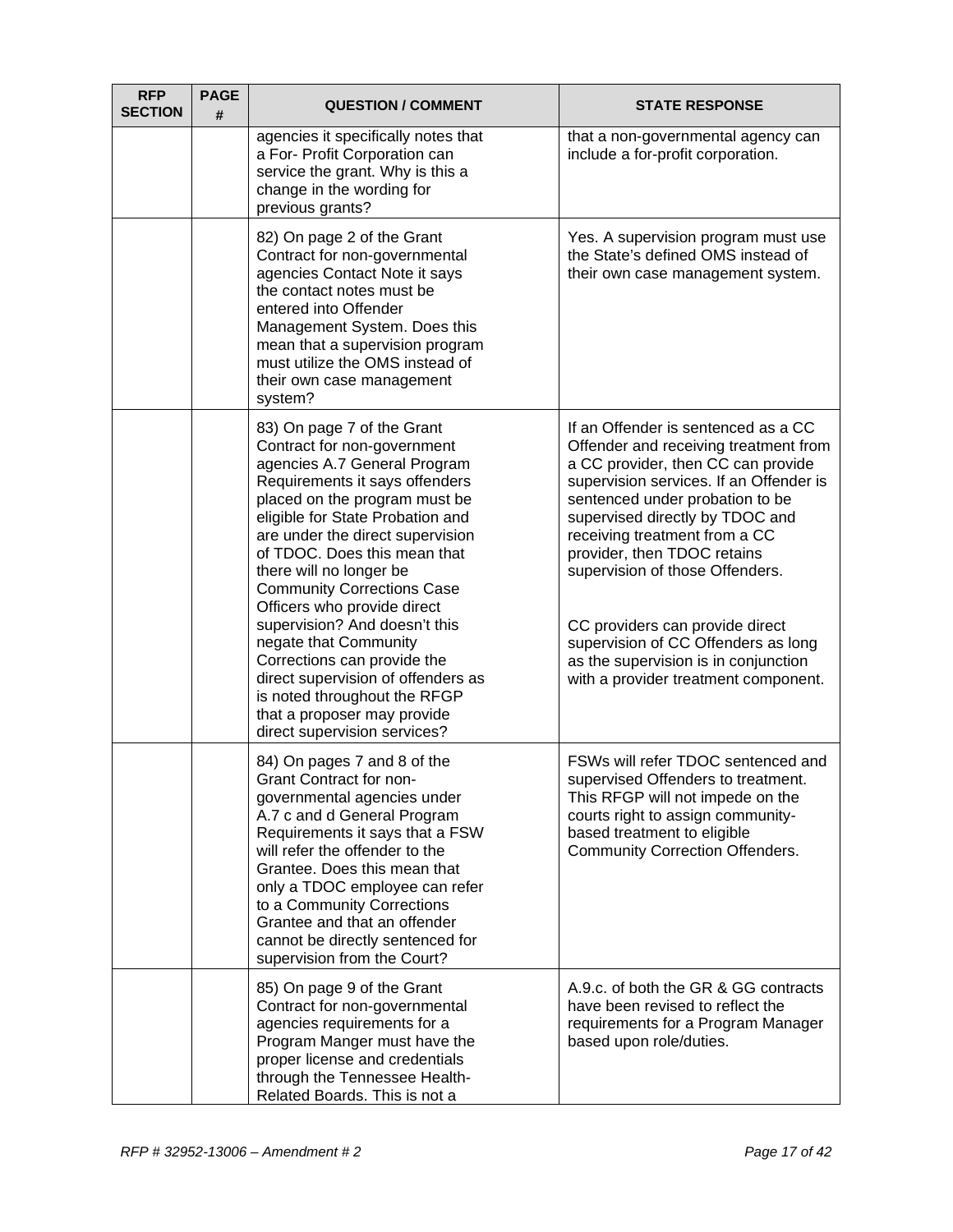| RFP SECTION | PAGE # | QUESTION / COMMENT | STATE RESPONSE |
|---|---|---|---|
| | | agencies it specifically notes that a For- Profit Corporation can service the grant. Why is this a change in the wording for previous grants? | that a non-governmental agency can include a for-profit corporation. |
| | | 82) On page 2 of the Grant Contract for non-governmental agencies Contact Note it says the contact notes must be entered into Offender Management System. Does this mean that a supervision program must utilize the OMS instead of their own case management system? | Yes. A supervision program must use the State's defined OMS instead of their own case management system. |
| | | 83) On page 7 of the Grant Contract for non-government agencies A.7 General Program Requirements it says offenders placed on the program must be eligible for State Probation and are under the direct supervision of TDOC. Does this mean that there will no longer be Community Corrections Case Officers who provide direct supervision? And doesn't this negate that Community Corrections can provide the direct supervision of offenders as is noted throughout the RFGP that a proposer may provide direct supervision services? | If an Offender is sentenced as a CC Offender and receiving treatment from a CC provider, then CC can provide supervision services. If an Offender is sentenced under probation to be supervised directly by TDOC and receiving treatment from a CC provider, then TDOC retains supervision of those Offenders.<br><br>CC providers can provide direct supervision of CC Offenders as long as the supervision is in conjunction with a provider treatment component. |
| | | 84) On pages 7 and 8 of the Grant Contract for non-governmental agencies under A.7 c and d General Program Requirements it says that a FSW will refer the offender to the Grantee. Does this mean that only a TDOC employee can refer to a Community Corrections Grantee and that an offender cannot be directly sentenced for supervision from the Court? | FSWs will refer TDOC sentenced and supervised Offenders to treatment. This RFGP will not impede on the courts right to assign community-based treatment to eligible Community Correction Offenders. |
| | | 85) On page 9 of the Grant Contract for non-governmental agencies requirements for a Program Manger must have the proper license and credentials through the Tennessee Health-Related Boards. This is not a | A.9.c. of both the GR & GG contracts have been revised to reflect the requirements for a Program Manager based upon role/duties. |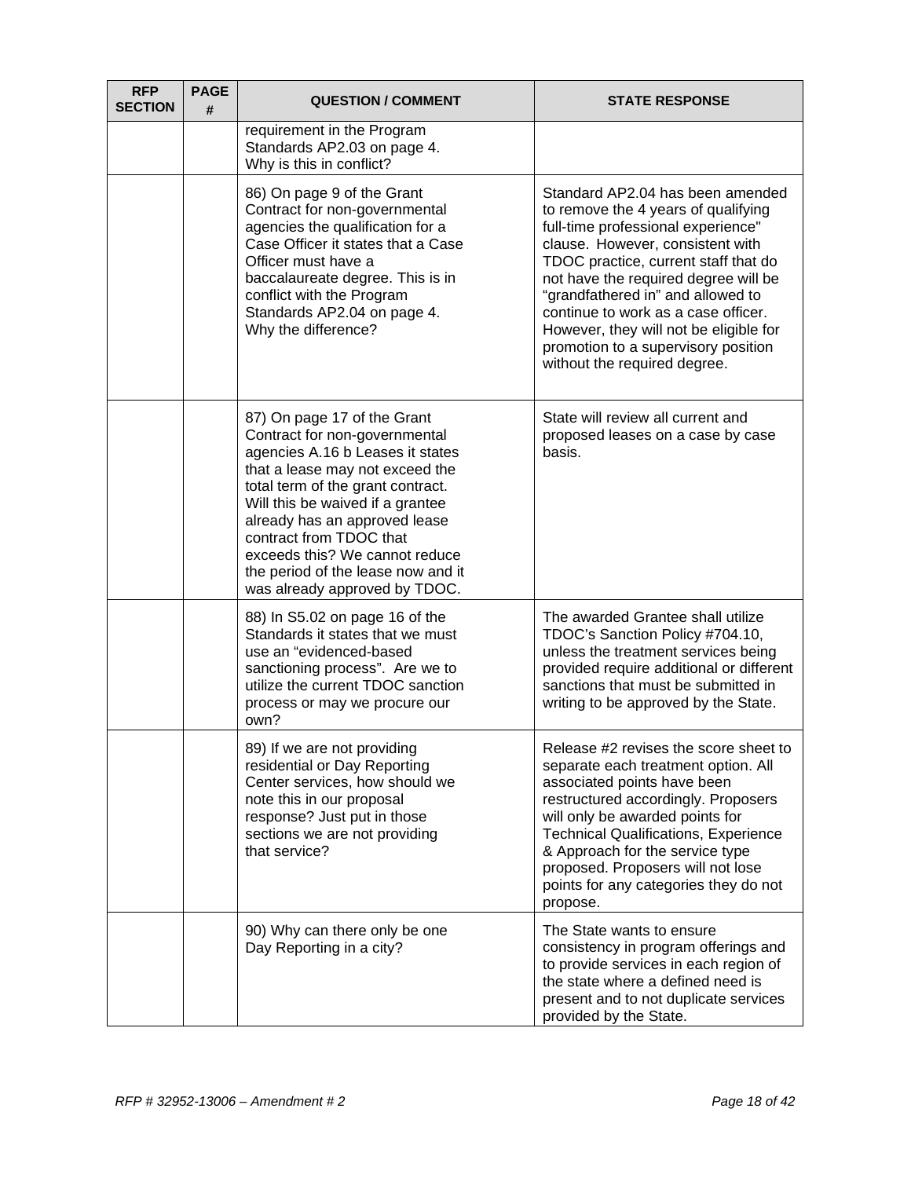| RFP SECTION | PAGE # | QUESTION / COMMENT | STATE RESPONSE |
|---|---|---|---|
| | | requirement in the Program Standards AP2.03 on page 4. Why is this in conflict? | |
| | | 86) On page 9 of the Grant Contract for non-governmental agencies the qualification for a Case Officer it states that a Case Officer must have a baccalaureate degree. This is in conflict with the Program Standards AP2.04 on page 4. Why the difference? | Standard AP2.04 has been amended to remove the 4 years of qualifying full-time professional experience" clause. However, consistent with TDOC practice, current staff that do not have the required degree will be "grandfathered in" and allowed to continue to work as a case officer. However, they will not be eligible for promotion to a supervisory position without the required degree. |
| | | 87) On page 17 of the Grant Contract for non-governmental agencies A.16 b Leases it states that a lease may not exceed the total term of the grant contract. Will this be waived if a grantee already has an approved lease contract from TDOC that exceeds this? We cannot reduce the period of the lease now and it was already approved by TDOC. | State will review all current and proposed leases on a case by case basis. |
| | | 88) In S5.02 on page 16 of the Standards it states that we must use an "evidenced-based sanctioning process". Are we to utilize the current TDOC sanction process or may we procure our own? | The awarded Grantee shall utilize TDOC's Sanction Policy #704.10, unless the treatment services being provided require additional or different sanctions that must be submitted in writing to be approved by the State. |
| | | 89) If we are not providing residential or Day Reporting Center services, how should we note this in our proposal response? Just put in those sections we are not providing that service? | Release #2 revises the score sheet to separate each treatment option. All associated points have been restructured accordingly. Proposers will only be awarded points for Technical Qualifications, Experience & Approach for the service type proposed. Proposers will not lose points for any categories they do not propose. |
| | | 90) Why can there only be one Day Reporting in a city? | The State wants to ensure consistency in program offerings and to provide services in each region of the state where a defined need is present and to not duplicate services provided by the State. |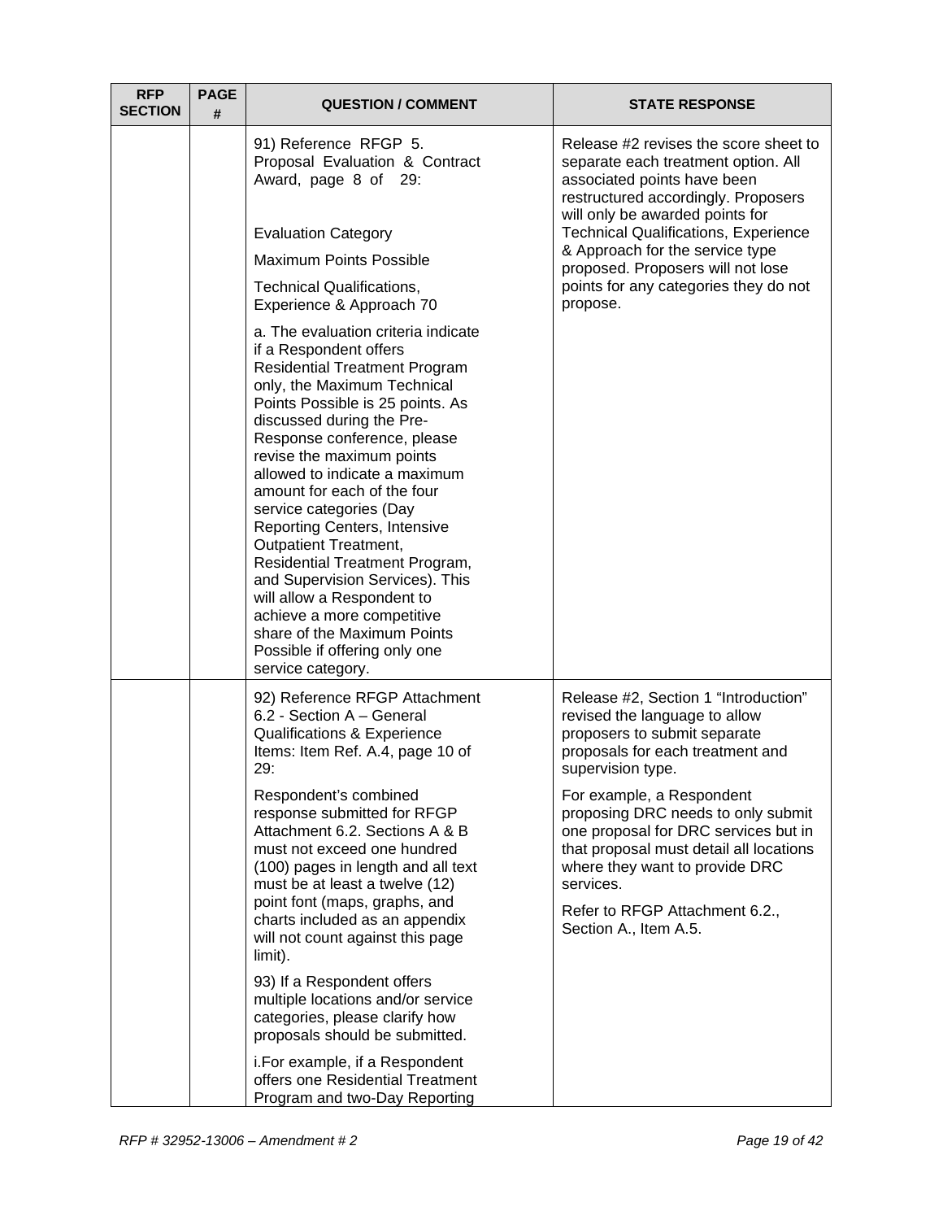| RFP SECTION | PAGE # | QUESTION / COMMENT | STATE RESPONSE |
|---|---|---|---|
| | | 91) Reference RFGP 5. Proposal Evaluation & Contract Award, page 8 of 29:<br><br>Evaluation Category<br><br>Maximum Points Possible<br><br>Technical Qualifications, Experience & Approach 70<br><br>a. The evaluation criteria indicate if a Respondent offers Residential Treatment Program only, the Maximum Technical Points Possible is 25 points. As discussed during the Pre-Response conference, please revise the maximum points allowed to indicate a maximum amount for each of the four service categories (Day Reporting Centers, Intensive Outpatient Treatment, Residential Treatment Program, and Supervision Services). This will allow a Respondent to achieve a more competitive share of the Maximum Points Possible if offering only one service category. | Release #2 revises the score sheet to separate each treatment option. All associated points have been restructured accordingly. Proposers will only be awarded points for Technical Qualifications, Experience & Approach for the service type proposed. Proposers will not lose points for any categories they do not propose. |
| | | 92) Reference RFGP Attachment 6.2 - Section A – General Qualifications & Experience Items: Item Ref. A.4, page 10 of 29:<br><br>Respondent's combined response submitted for RFGP Attachment 6.2. Sections A & B must not exceed one hundred (100) pages in length and all text must be at least a twelve (12) point font (maps, graphs, and charts included as an appendix will not count against this page limit).<br><br>93) If a Respondent offers multiple locations and/or service categories, please clarify how proposals should be submitted.<br><br>i.For example, if a Respondent offers one Residential Treatment Program and two-Day Reporting | Release #2, Section 1 "Introduction" revised the language to allow proposers to submit separate proposals for each treatment and supervision type.<br><br>For example, a Respondent proposing DRC needs to only submit one proposal for DRC services but in that proposal must detail all locations where they want to provide DRC services.<br><br>Refer to RFGP Attachment 6.2., Section A., Item A.5. |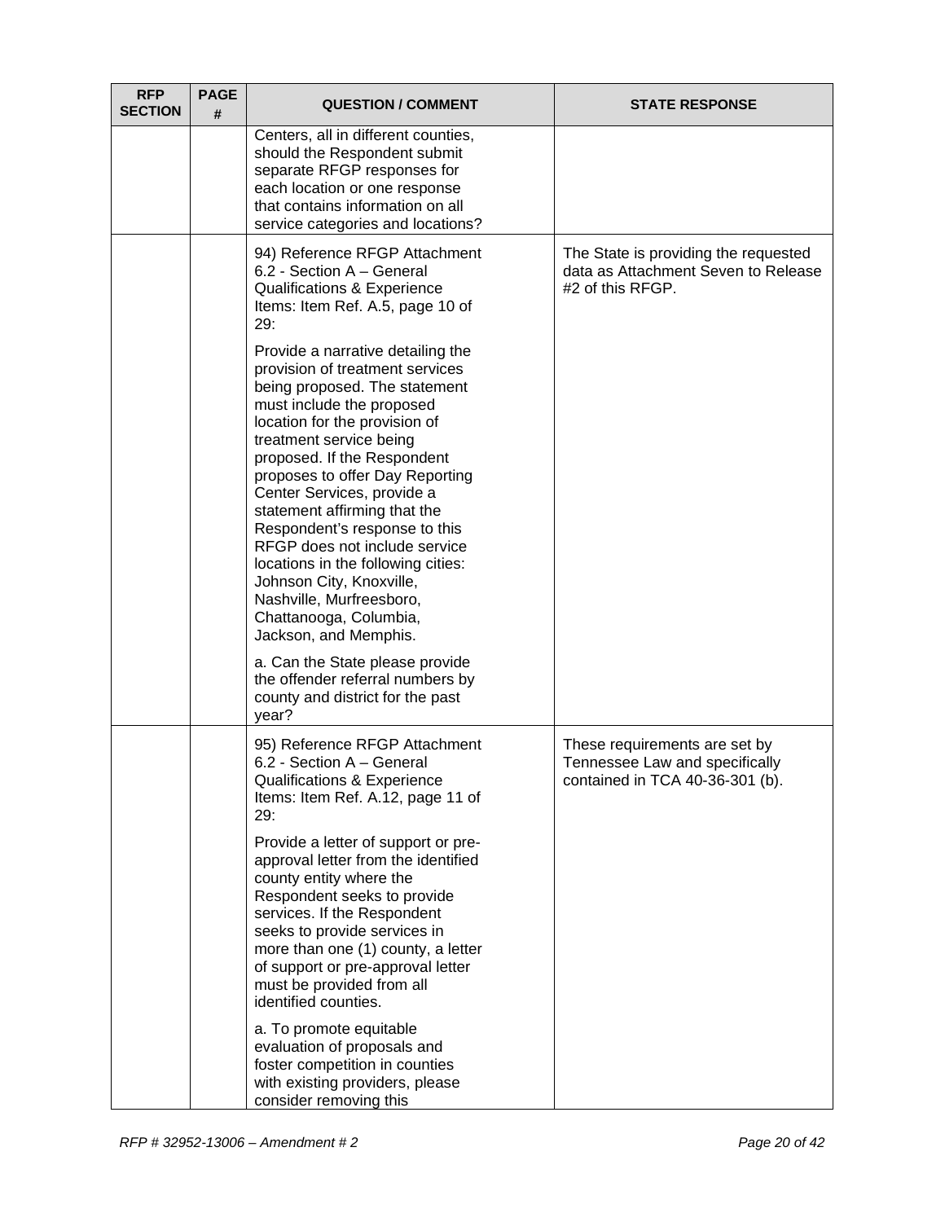| RFP SECTION | PAGE # | QUESTION / COMMENT | STATE RESPONSE |
|---|---|---|---|
| | | Centers, all in different counties, should the Respondent submit separate RFGP responses for each location or one response that contains information on all service categories and locations? | |
| | | 94) Reference RFGP Attachment 6.2 - Section A – General Qualifications & Experience Items: Item Ref. A.5, page 10 of 29:<br><br>Provide a narrative detailing the provision of treatment services being proposed. The statement must include the proposed location for the provision of treatment service being proposed. If the Respondent proposes to offer Day Reporting Center Services, provide a statement affirming that the Respondent's response to this RFGP does not include service locations in the following cities: Johnson City, Knoxville, Nashville, Murfreesboro, Chattanooga, Columbia, Jackson, and Memphis.<br><br>a. Can the State please provide the offender referral numbers by county and district for the past year? | The State is providing the requested data as Attachment Seven to Release #2 of this RFGP. |
| | | 95) Reference RFGP Attachment 6.2 - Section A – General Qualifications & Experience Items: Item Ref. A.12, page 11 of 29:<br><br>Provide a letter of support or pre-approval letter from the identified county entity where the Respondent seeks to provide services. If the Respondent seeks to provide services in more than one (1) county, a letter of support or pre-approval letter must be provided from all identified counties.<br><br>a. To promote equitable evaluation of proposals and foster competition in counties with existing providers, please consider removing this | These requirements are set by Tennessee Law and specifically contained in TCA 40-36-301 (b). |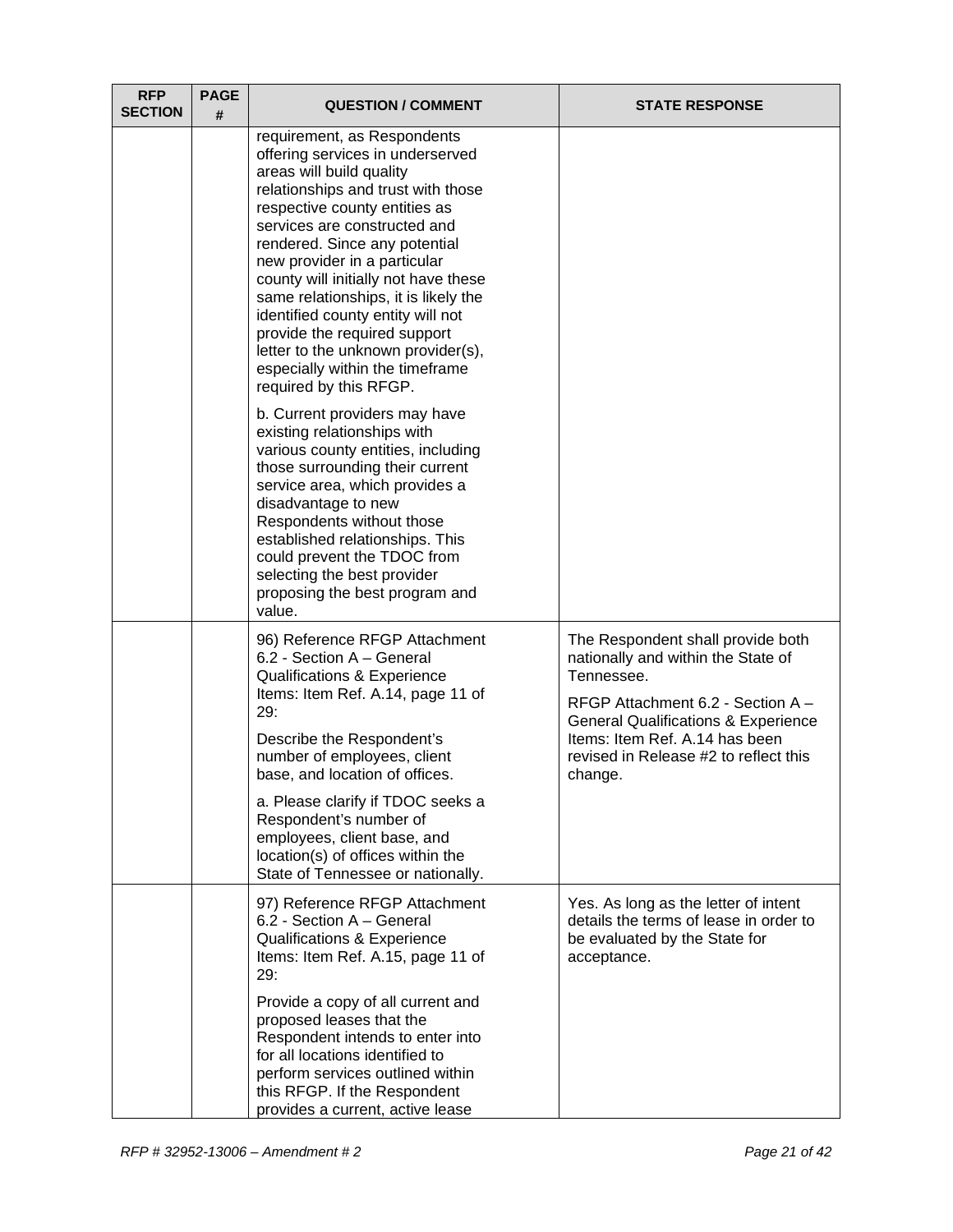| RFP SECTION | PAGE # | QUESTION / COMMENT | STATE RESPONSE |
|---|---|---|---|
| | | requirement, as Respondents offering services in underserved areas will build quality relationships and trust with those respective county entities as services are constructed and rendered. Since any potential new provider in a particular county will initially not have these same relationships, it is likely the identified county entity will not provide the required support letter to the unknown provider(s), especially within the timeframe required by this RFGP.<br><br>b. Current providers may have existing relationships with various county entities, including those surrounding their current service area, which provides a disadvantage to new Respondents without those established relationships. This could prevent the TDOC from selecting the best provider proposing the best program and value. | |
| | | 96) Reference RFGP Attachment 6.2 - Section A – General Qualifications & Experience Items: Item Ref. A.14, page 11 of 29:<br><br>Describe the Respondent's number of employees, client base, and location of offices.<br><br>a. Please clarify if TDOC seeks a Respondent's number of employees, client base, and location(s) of offices within the State of Tennessee or nationally. | The Respondent shall provide both nationally and within the State of Tennessee.<br><br>RFGP Attachment 6.2 - Section A – General Qualifications & Experience Items: Item Ref. A.14 has been revised in Release #2 to reflect this change. |
| | | 97) Reference RFGP Attachment 6.2 - Section A – General Qualifications & Experience Items: Item Ref. A.15, page 11 of 29:<br><br>Provide a copy of all current and proposed leases that the Respondent intends to enter into for all locations identified to perform services outlined within this RFGP. If the Respondent provides a current, active lease | Yes. As long as the letter of intent details the terms of lease in order to be evaluated by the State for acceptance. |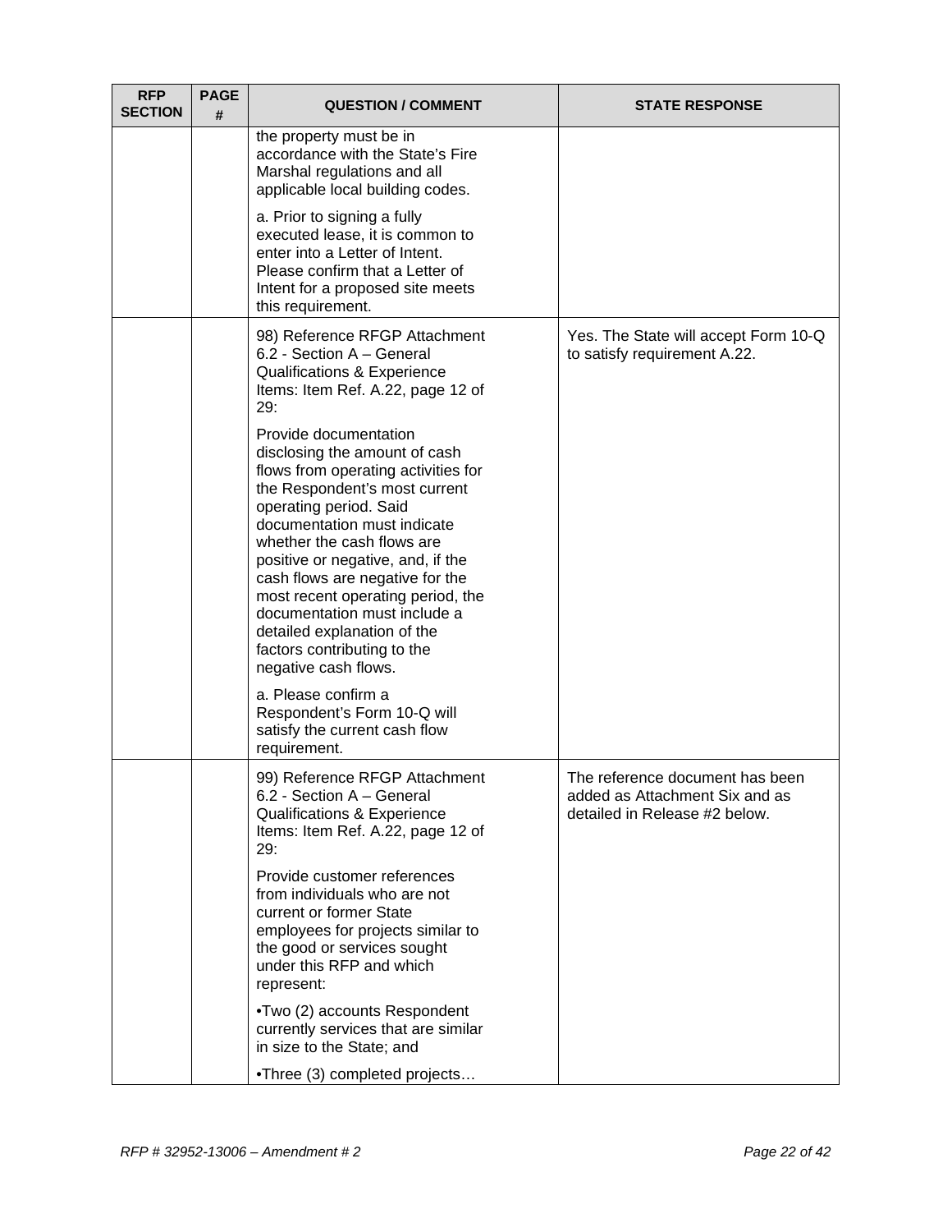| RFP SECTION | PAGE # | QUESTION / COMMENT | STATE RESPONSE |
|---|---|---|---|
| | | the property must be in accordance with the State's Fire Marshal regulations and all applicable local building codes.<br><br>a. Prior to signing a fully executed lease, it is common to enter into a Letter of Intent. Please confirm that a Letter of Intent for a proposed site meets this requirement. | |
| | | 98) Reference RFGP Attachment 6.2 - Section A – General Qualifications & Experience Items: Item Ref. A.22, page 12 of 29:<br><br>Provide documentation disclosing the amount of cash flows from operating activities for the Respondent's most current operating period. Said documentation must indicate whether the cash flows are positive or negative, and, if the cash flows are negative for the most recent operating period, the documentation must include a detailed explanation of the factors contributing to the negative cash flows.<br><br>a. Please confirm a Respondent's Form 10-Q will satisfy the current cash flow requirement. | Yes. The State will accept Form 10-Q to satisfy requirement A.22. |
| | | 99) Reference RFGP Attachment 6.2 - Section A – General Qualifications & Experience Items: Item Ref. A.22, page 12 of 29:<br><br>Provide customer references from individuals who are not current or former State employees for projects similar to the good or services sought under this RFP and which represent:<br><br>•Two (2) accounts Respondent currently services that are similar in size to the State; and<br><br>•Three (3) completed projects… | The reference document has been added as Attachment Six and as detailed in Release #2 below. |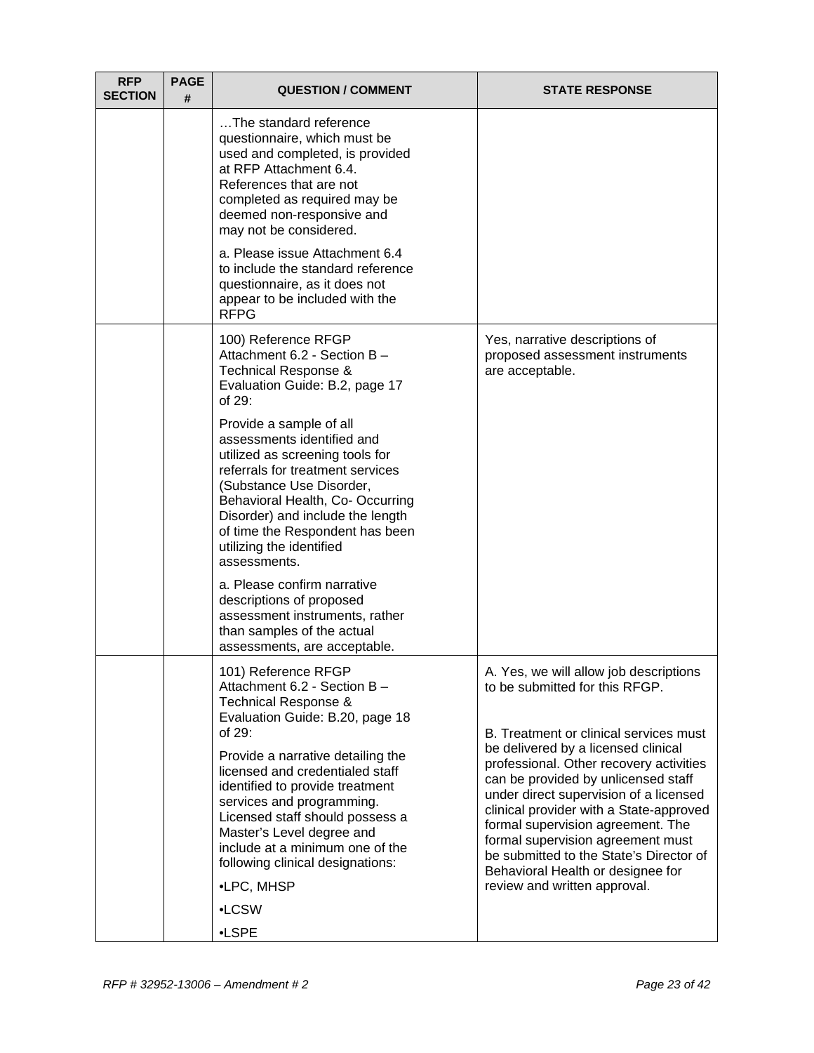| RFP SECTION | PAGE # | QUESTION / COMMENT | STATE RESPONSE |
|---|---|---|---|
| | | …The standard reference questionnaire, which must be used and completed, is provided at RFP Attachment 6.4. References that are not completed as required may be deemed non-responsive and may not be considered.<br><br>a. Please issue Attachment 6.4 to include the standard reference questionnaire, as it does not appear to be included with the RFPG | |
| | | 100) Reference RFGP Attachment 6.2 - Section B – Technical Response & Evaluation Guide: B.2, page 17 of 29:<br><br>Provide a sample of all assessments identified and utilized as screening tools for referrals for treatment services (Substance Use Disorder, Behavioral Health, Co- Occurring Disorder) and include the length of time the Respondent has been utilizing the identified assessments.<br><br>a. Please confirm narrative descriptions of proposed assessment instruments, rather than samples of the actual assessments, are acceptable. | Yes, narrative descriptions of proposed assessment instruments are acceptable. |
| | | 101) Reference RFGP Attachment 6.2 - Section B – Technical Response & Evaluation Guide: B.20, page 18 of 29:<br><br>Provide a narrative detailing the licensed and credentialed staff identified to provide treatment services and programming. Licensed staff should possess a Master's Level degree and include at a minimum one of the following clinical designations:<br><br>•LPC, MHSP<br><br>•LCSW<br><br>•LSPE | A. Yes, we will allow job descriptions to be submitted for this RFGP.<br><br>B. Treatment or clinical services must be delivered by a licensed clinical professional. Other recovery activities can be provided by unlicensed staff under direct supervision of a licensed clinical provider with a State-approved formal supervision agreement. The formal supervision agreement must be submitted to the State's Director of Behavioral Health or designee for review and written approval. |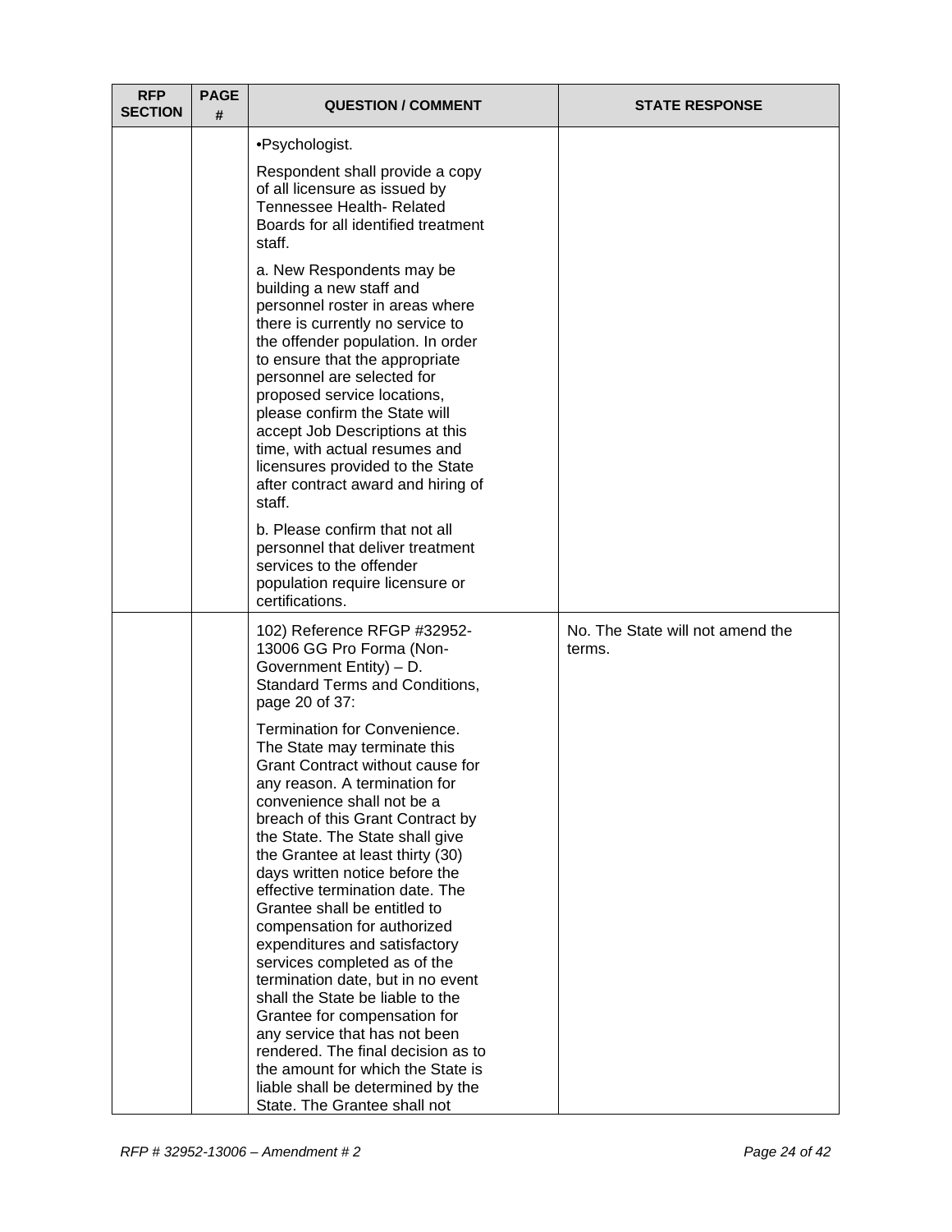| RFP SECTION | PAGE # | QUESTION / COMMENT | STATE RESPONSE |
|---|---|---|---|
| | | •Psychologist.<br><br>Respondent shall provide a copy of all licensure as issued by Tennessee Health- Related Boards for all identified treatment staff.<br><br>a. New Respondents may be building a new staff and personnel roster in areas where there is currently no service to the offender population. In order to ensure that the appropriate personnel are selected for proposed service locations, please confirm the State will accept Job Descriptions at this time, with actual resumes and licensures provided to the State after contract award and hiring of staff.<br><br>b. Please confirm that not all personnel that deliver treatment services to the offender population require licensure or certifications. | |
| | | 102) Reference RFGP #32952-13006 GG Pro Forma (Non-Government Entity) – D. Standard Terms and Conditions, page 20 of 37:<br><br>Termination for Convenience. The State may terminate this Grant Contract without cause for any reason. A termination for convenience shall not be a breach of this Grant Contract by the State. The State shall give the Grantee at least thirty (30) days written notice before the effective termination date. The Grantee shall be entitled to compensation for authorized expenditures and satisfactory services completed as of the termination date, but in no event shall the State be liable to the Grantee for compensation for any service that has not been rendered. The final decision as to the amount for which the State is liable shall be determined by the State. The Grantee shall not | No. The State will not amend the terms. |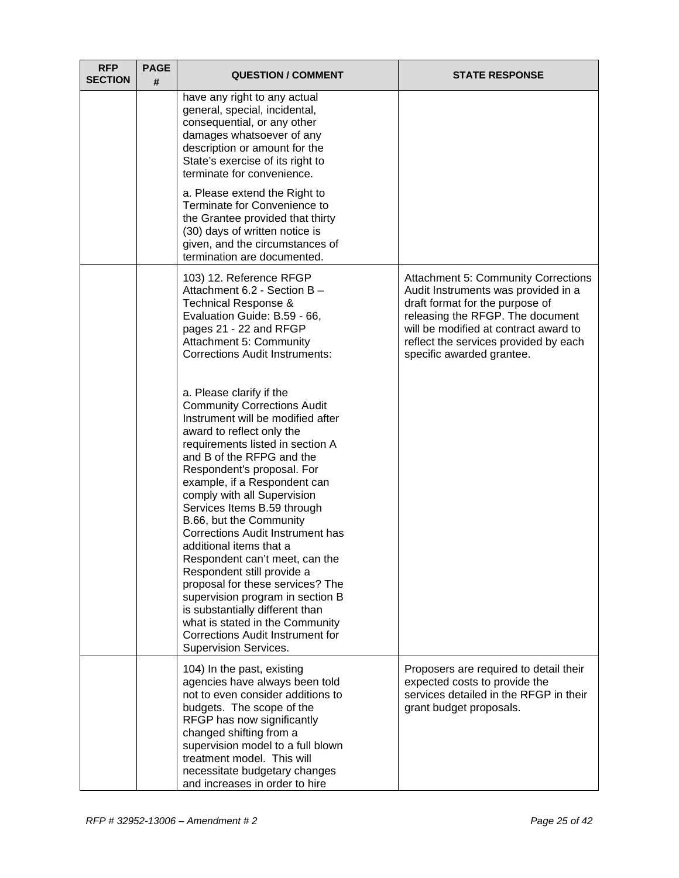| RFP SECTION | PAGE # | QUESTION / COMMENT | STATE RESPONSE |
|---|---|---|---|
| | | have any right to any actual general, special, incidental, consequential, or any other damages whatsoever of any description or amount for the State's exercise of its right to terminate for convenience.<br><br>a. Please extend the Right to Terminate for Convenience to the Grantee provided that thirty (30) days of written notice is given, and the circumstances of termination are documented. | |
| | | 103) 12. Reference RFGP Attachment 6.2 - Section B – Technical Response & Evaluation Guide: B.59 - 66, pages 21 - 22 and RFGP Attachment 5: Community Corrections Audit Instruments:<br><br>a. Please clarify if the Community Corrections Audit Instrument will be modified after award to reflect only the requirements listed in section A and B of the RFPG and the Respondent's proposal. For example, if a Respondent can comply with all Supervision Services Items B.59 through B.66, but the Community Corrections Audit Instrument has additional items that a Respondent can't meet, can the Respondent still provide a proposal for these services? The supervision program in section B is substantially different than what is stated in the Community Corrections Audit Instrument for Supervision Services. | Attachment 5: Community Corrections Audit Instruments was provided in a draft format for the purpose of releasing the RFGP. The document will be modified at contract award to reflect the services provided by each specific awarded grantee. |
| | | 104) In the past, existing agencies have always been told not to even consider additions to budgets. The scope of the RFGP has now significantly changed shifting from a supervision model to a full blown treatment model. This will necessitate budgetary changes and increases in order to hire | Proposers are required to detail their expected costs to provide the services detailed in the RFGP in their grant budget proposals. |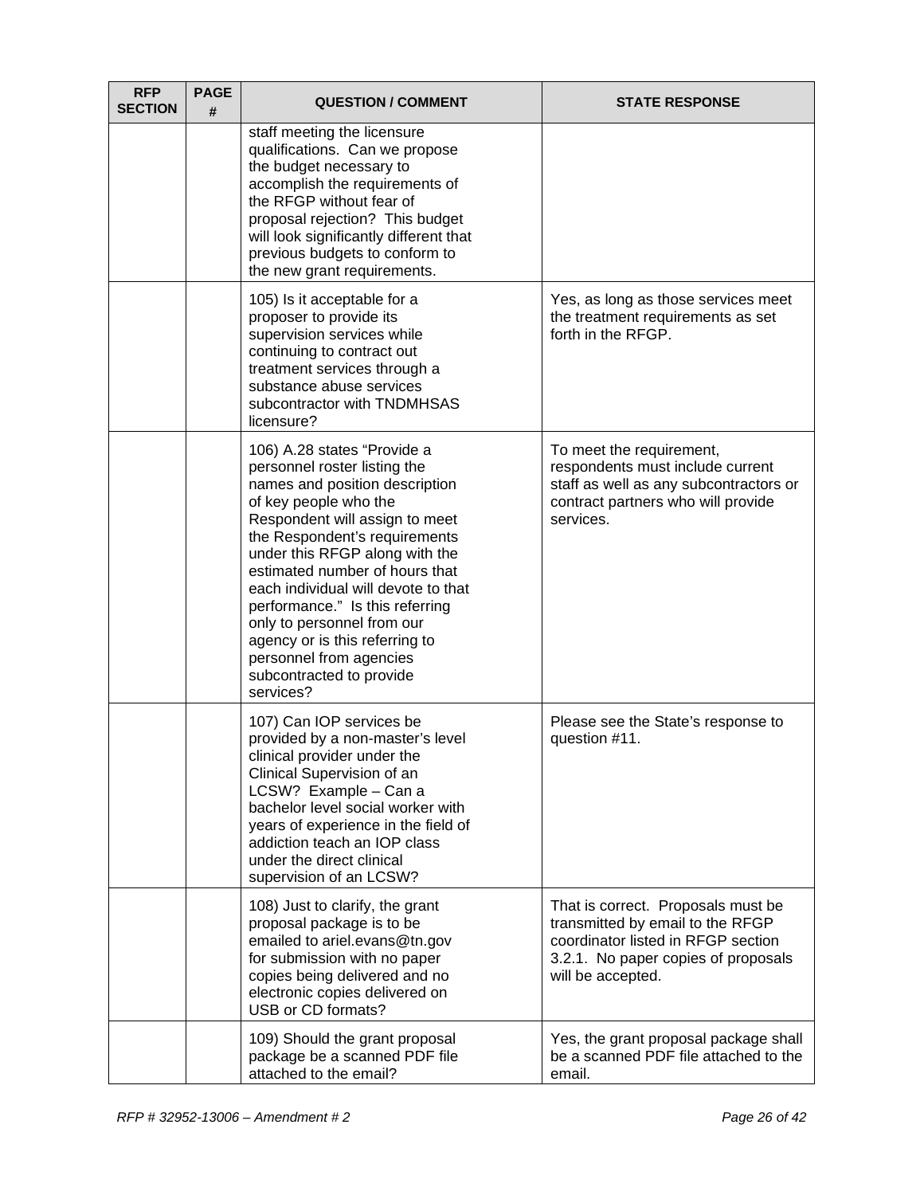| RFP SECTION | PAGE # | QUESTION / COMMENT | STATE RESPONSE |
|---|---|---|---|
| | | staff meeting the licensure qualifications. Can we propose the budget necessary to accomplish the requirements of the RFGP without fear of proposal rejection? This budget will look significantly different that previous budgets to conform to the new grant requirements. | |
| | | 105) Is it acceptable for a proposer to provide its supervision services while continuing to contract out treatment services through a substance abuse services subcontractor with TNDMHSAS licensure? | Yes, as long as those services meet the treatment requirements as set forth in the RFGP. |
| | | 106) A.28 states "Provide a personnel roster listing the names and position description of key people who the Respondent will assign to meet the Respondent's requirements under this RFGP along with the estimated number of hours that each individual will devote to that performance." Is this referring only to personnel from our agency or is this referring to personnel from agencies subcontracted to provide services? | To meet the requirement, respondents must include current staff as well as any subcontractors or contract partners who will provide services. |
| | | 107) Can IOP services be provided by a non-master's level clinical provider under the Clinical Supervision of an LCSW? Example – Can a bachelor level social worker with years of experience in the field of addiction teach an IOP class under the direct clinical supervision of an LCSW? | Please see the State's response to question #11. |
| | | 108) Just to clarify, the grant proposal package is to be emailed to ariel.evans@tn.gov for submission with no paper copies being delivered and no electronic copies delivered on USB or CD formats? | That is correct. Proposals must be transmitted by email to the RFGP coordinator listed in RFGP section 3.2.1. No paper copies of proposals will be accepted. |
| | | 109) Should the grant proposal package be a scanned PDF file attached to the email? | Yes, the grant proposal package shall be a scanned PDF file attached to the email. |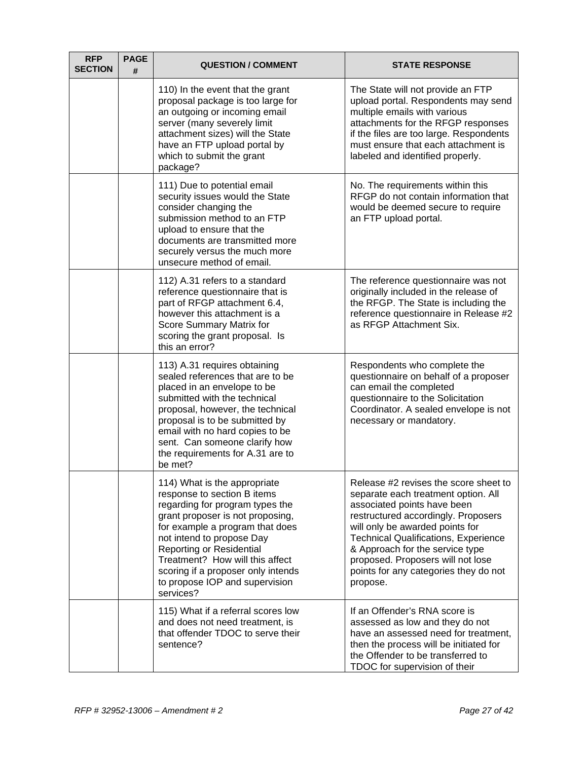| RFP SECTION | PAGE # | QUESTION / COMMENT | STATE RESPONSE |
|---|---|---|---|
| | | 110) In the event that the grant proposal package is too large for an outgoing or incoming email server (many severely limit attachment sizes) will the State have an FTP upload portal by which to submit the grant package? | The State will not provide an FTP upload portal. Respondents may send multiple emails with various attachments for the RFGP responses if the files are too large. Respondents must ensure that each attachment is labeled and identified properly. |
| | | 111) Due to potential email security issues would the State consider changing the submission method to an FTP upload to ensure that the documents are transmitted more securely versus the much more unsecure method of email. | No. The requirements within this RFGP do not contain information that would be deemed secure to require an FTP upload portal. |
| | | 112) A.31 refers to a standard reference questionnaire that is part of RFGP attachment 6.4, however this attachment is a Score Summary Matrix for scoring the grant proposal. Is this an error? | The reference questionnaire was not originally included in the release of the RFGP. The State is including the reference questionnaire in Release #2 as RFGP Attachment Six. |
| | | 113) A.31 requires obtaining sealed references that are to be placed in an envelope to be submitted with the technical proposal, however, the technical proposal is to be submitted by email with no hard copies to be sent. Can someone clarify how the requirements for A.31 are to be met? | Respondents who complete the questionnaire on behalf of a proposer can email the completed questionnaire to the Solicitation Coordinator. A sealed envelope is not necessary or mandatory. |
| | | 114) What is the appropriate response to section B items regarding for program types the grant proposer is not proposing, for example a program that does not intend to propose Day Reporting or Residential Treatment? How will this affect scoring if a proposer only intends to propose IOP and supervision services? | Release #2 revises the score sheet to separate each treatment option. All associated points have been restructured accordingly. Proposers will only be awarded points for Technical Qualifications, Experience & Approach for the service type proposed. Proposers will not lose points for any categories they do not propose. |
| | | 115) What if a referral scores low and does not need treatment, is that offender TDOC to serve their sentence? | If an Offender's RNA score is assessed as low and they do not have an assessed need for treatment, then the process will be initiated for the Offender to be transferred to TDOC for supervision of their |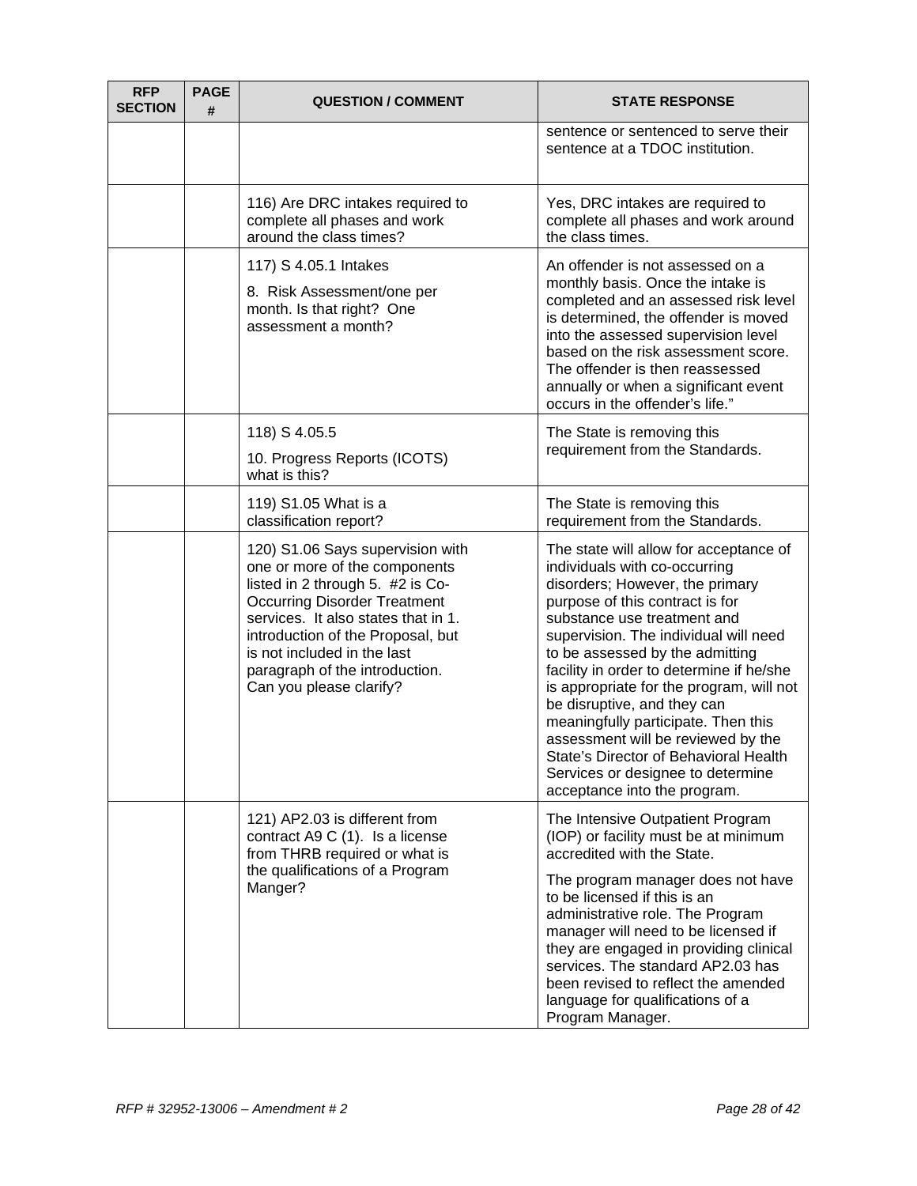| RFP SECTION | PAGE # | QUESTION / COMMENT | STATE RESPONSE |
|---|---|---|---|
| | | | sentence or sentenced to serve their sentence at a TDOC institution. |
| | | 116) Are DRC intakes required to complete all phases and work around the class times? | Yes, DRC intakes are required to complete all phases and work around the class times. |
| | | 117) S 4.05.1 Intakes<br>8. Risk Assessment/one per month. Is that right? One assessment a month? | An offender is not assessed on a monthly basis. Once the intake is completed and an assessed risk level is determined, the offender is moved into the assessed supervision level based on the risk assessment score. The offender is then reassessed annually or when a significant event occurs in the offender's life." |
| | | 118) S 4.05.5<br>10. Progress Reports (ICOTS) what is this? | The State is removing this requirement from the Standards. |
| | | 119) S1.05 What is a classification report? | The State is removing this requirement from the Standards. |
| | | 120) S1.06 Says supervision with one or more of the components listed in 2 through 5. #2 is Co-Occurring Disorder Treatment services. It also states that in 1. introduction of the Proposal, but is not included in the last paragraph of the introduction. Can you please clarify? | The state will allow for acceptance of individuals with co-occurring disorders; However, the primary purpose of this contract is for substance use treatment and supervision. The individual will need to be assessed by the admitting facility in order to determine if he/she is appropriate for the program, will not be disruptive, and they can meaningfully participate. Then this assessment will be reviewed by the State's Director of Behavioral Health Services or designee to determine acceptance into the program. |
| | | 121) AP2.03 is different from contract A9 C (1). Is a license from THRB required or what is the qualifications of a Program Manger? | The Intensive Outpatient Program (IOP) or facility must be at minimum accredited with the State.<br>The program manager does not have to be licensed if this is an administrative role. The Program manager will need to be licensed if they are engaged in providing clinical services. The standard AP2.03 has been revised to reflect the amended language for qualifications of a Program Manager. |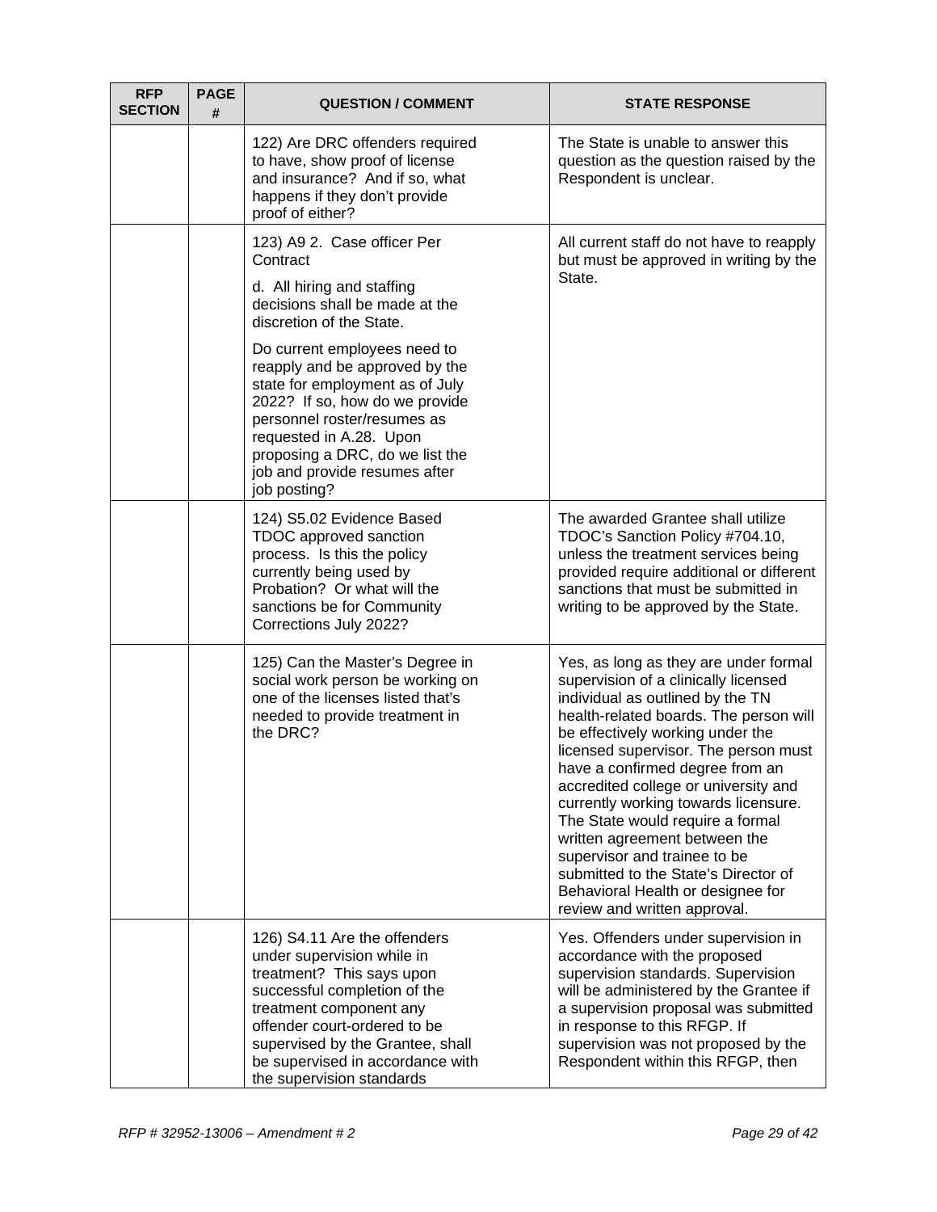| RFP SECTION | PAGE # | QUESTION / COMMENT | STATE RESPONSE |
|---|---|---|---|
| | | 122) Are DRC offenders required to have, show proof of license and insurance? And if so, what happens if they don't provide proof of either? | The State is unable to answer this question as the question raised by the Respondent is unclear. |
| | | 123) A9 2. Case officer Per Contract<br><br>d. All hiring and staffing decisions shall be made at the discretion of the State.<br><br>Do current employees need to reapply and be approved by the state for employment as of July 2022? If so, how do we provide personnel roster/resumes as requested in A.28. Upon proposing a DRC, do we list the job and provide resumes after job posting? | All current staff do not have to reapply but must be approved in writing by the State. |
| | | 124) S5.02 Evidence Based TDOC approved sanction process. Is this the policy currently being used by Probation? Or what will the sanctions be for Community Corrections July 2022? | The awarded Grantee shall utilize TDOC's Sanction Policy #704.10, unless the treatment services being provided require additional or different sanctions that must be submitted in writing to be approved by the State. |
| | | 125) Can the Master's Degree in social work person be working on one of the licenses listed that's needed to provide treatment in the DRC? | Yes, as long as they are under formal supervision of a clinically licensed individual as outlined by the TN health-related boards. The person will be effectively working under the licensed supervisor. The person must have a confirmed degree from an accredited college or university and currently working towards licensure. The State would require a formal written agreement between the supervisor and trainee to be submitted to the State's Director of Behavioral Health or designee for review and written approval. |
| | | 126) S4.11 Are the offenders under supervision while in treatment? This says upon successful completion of the treatment component any offender court-ordered to be supervised by the Grantee, shall be supervised in accordance with the supervision standards | Yes. Offenders under supervision in accordance with the proposed supervision standards. Supervision will be administered by the Grantee if a supervision proposal was submitted in response to this RFGP. If supervision was not proposed by the Respondent within this RFGP, then |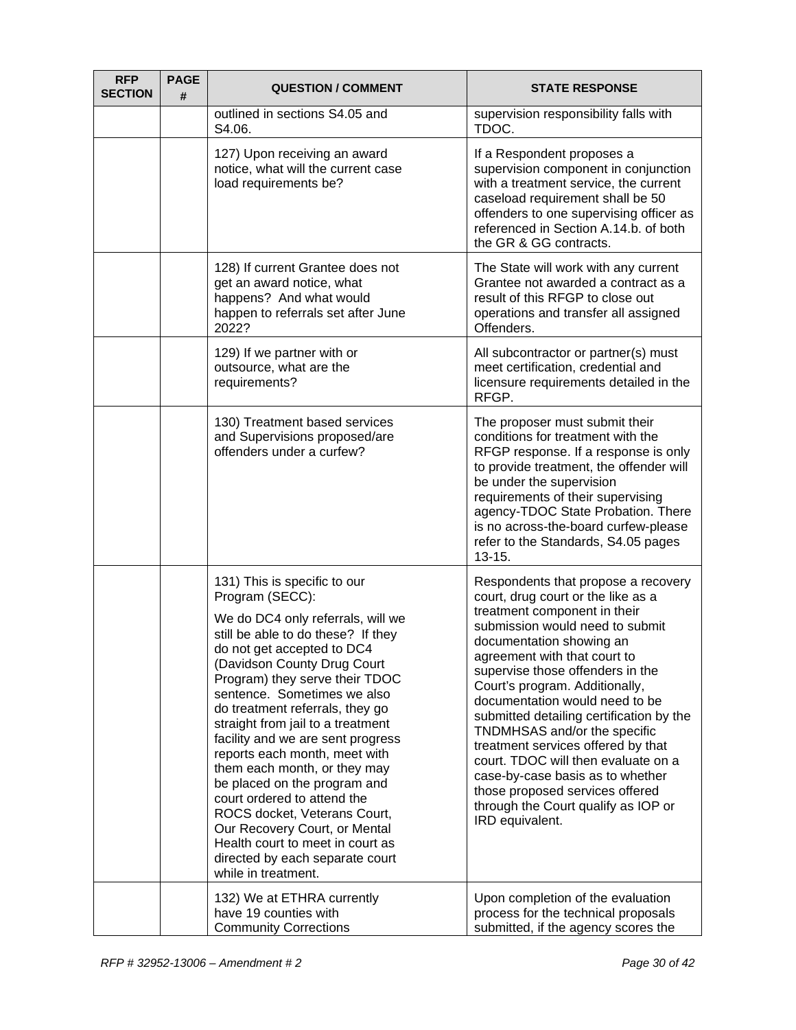| RFP SECTION | PAGE # | QUESTION / COMMENT | STATE RESPONSE |
|---|---|---|---|
| | | outlined in sections S4.05 and S4.06. | supervision responsibility falls with TDOC. |
| | | 127) Upon receiving an award notice, what will the current case load requirements be? | If a Respondent proposes a supervision component in conjunction with a treatment service, the current caseload requirement shall be 50 offenders to one supervising officer as referenced in Section A.14.b. of both the GR & GG contracts. |
| | | 128) If current Grantee does not get an award notice, what happens? And what would happen to referrals set after June 2022? | The State will work with any current Grantee not awarded a contract as a result of this RFGP to close out operations and transfer all assigned Offenders. |
| | | 129) If we partner with or outsource, what are the requirements? | All subcontractor or partner(s) must meet certification, credential and licensure requirements detailed in the RFGP. |
| | | 130) Treatment based services and Supervisions proposed/are offenders under a curfew? | The proposer must submit their conditions for treatment with the RFGP response. If a response is only to provide treatment, the offender will be under the supervision requirements of their supervising agency-TDOC State Probation. There is no across-the-board curfew-please refer to the Standards, S4.05 pages 13-15. |
| | | 131) This is specific to our Program (SECC):<br><br>We do DC4 only referrals, will we still be able to do these? If they do not get accepted to DC4 (Davidson County Drug Court Program) they serve their TDOC sentence. Sometimes we also do treatment referrals, they go straight from jail to a treatment facility and we are sent progress reports each month, meet with them each month, or they may be placed on the program and court ordered to attend the ROCS docket, Veterans Court, Our Recovery Court, or Mental Health court to meet in court as directed by each separate court while in treatment. | Respondents that propose a recovery court, drug court or the like as a treatment component in their submission would need to submit documentation showing an agreement with that court to supervise those offenders in the Court's program. Additionally, documentation would need to be submitted detailing certification by the TNDMHSAS and/or the specific treatment services offered by that court. TDOC will then evaluate on a case-by-case basis as to whether those proposed services offered through the Court qualify as IOP or IRD equivalent. |
| | | 132) We at ETHRA currently have 19 counties with Community Corrections | Upon completion of the evaluation process for the technical proposals submitted, if the agency scores the |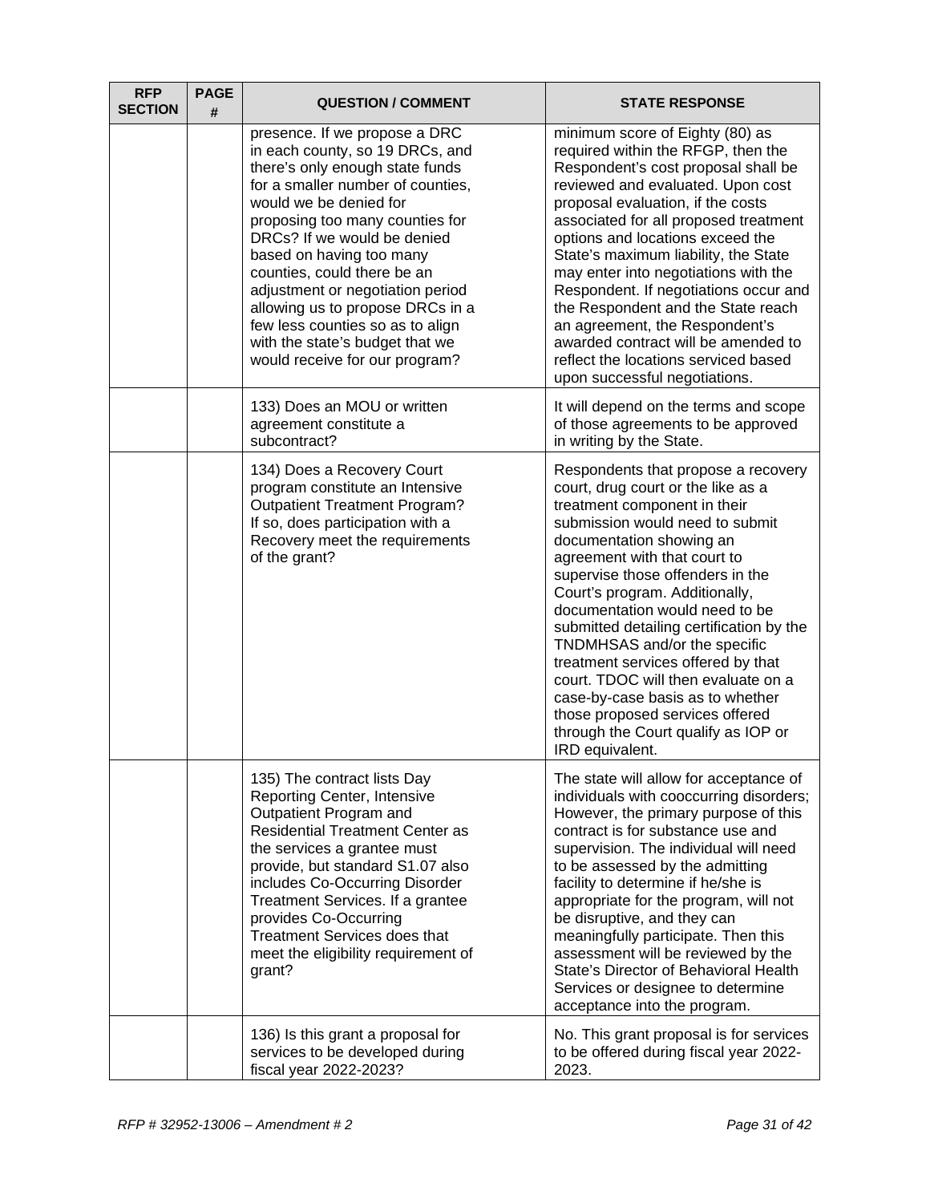| RFP SECTION | PAGE # | QUESTION / COMMENT | STATE RESPONSE |
|---|---|---|---|
| | | presence. If we propose a DRC in each county, so 19 DRCs, and there's only enough state funds for a smaller number of counties, would we be denied for proposing too many counties for DRCs? If we would be denied based on having too many counties, could there be an adjustment or negotiation period allowing us to propose DRCs in a few less counties so as to align with the state's budget that we would receive for our program? | minimum score of Eighty (80) as required within the RFGP, then the Respondent's cost proposal shall be reviewed and evaluated. Upon cost proposal evaluation, if the costs associated for all proposed treatment options and locations exceed the State's maximum liability, the State may enter into negotiations with the Respondent. If negotiations occur and the Respondent and the State reach an agreement, the Respondent's awarded contract will be amended to reflect the locations serviced based upon successful negotiations. |
| | | 133) Does an MOU or written agreement constitute a subcontract? | It will depend on the terms and scope of those agreements to be approved in writing by the State. |
| | | 134) Does a Recovery Court program constitute an Intensive Outpatient Treatment Program? If so, does participation with a Recovery meet the requirements of the grant? | Respondents that propose a recovery court, drug court or the like as a treatment component in their submission would need to submit documentation showing an agreement with that court to supervise those offenders in the Court's program. Additionally, documentation would need to be submitted detailing certification by the TNDMHSAS and/or the specific treatment services offered by that court. TDOC will then evaluate on a case-by-case basis as to whether those proposed services offered through the Court qualify as IOP or IRD equivalent. |
| | | 135) The contract lists Day Reporting Center, Intensive Outpatient Program and Residential Treatment Center as the services a grantee must provide, but standard S1.07 also includes Co-Occurring Disorder Treatment Services. If a grantee provides Co-Occurring Treatment Services does that meet the eligibility requirement of grant? | The state will allow for acceptance of individuals with cooccurring disorders; However, the primary purpose of this contract is for substance use and supervision. The individual will need to be assessed by the admitting facility to determine if he/she is appropriate for the program, will not be disruptive, and they can meaningfully participate. Then this assessment will be reviewed by the State's Director of Behavioral Health Services or designee to determine acceptance into the program. |
| | | 136) Is this grant a proposal for services to be developed during fiscal year 2022-2023? | No. This grant proposal is for services to be offered during fiscal year 2022-2023. |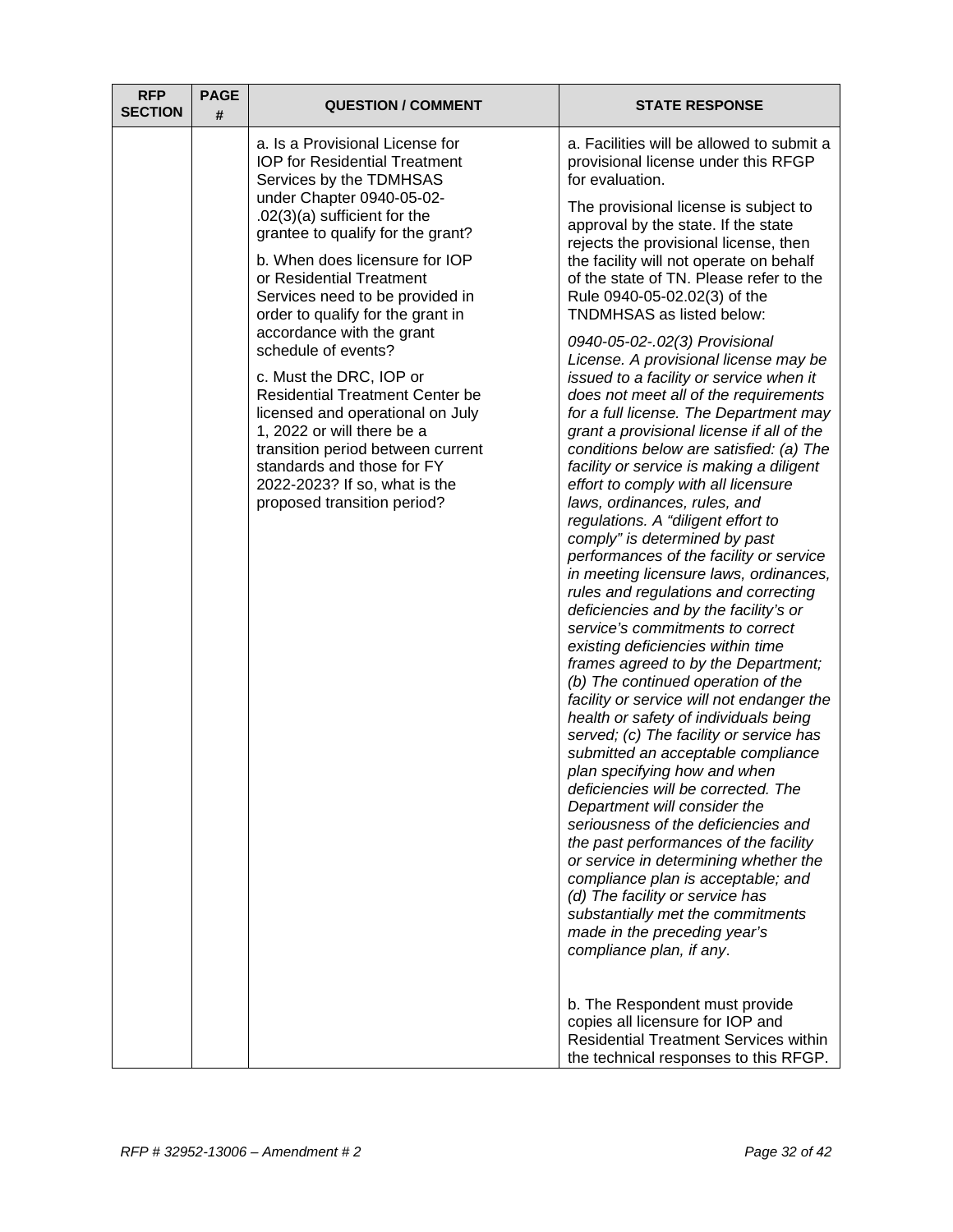| RFP SECTION | PAGE # | QUESTION / COMMENT | STATE RESPONSE |
|---|---|---|---|
| | | a. Is a Provisional License for IOP for Residential Treatment Services by the TDMHSAS under Chapter 0940-05-02-.02(3)(a) sufficient for the grantee to qualify for the grant?<br><br>b. When does licensure for IOP or Residential Treatment Services need to be provided in order to qualify for the grant in accordance with the grant schedule of events?<br><br>c. Must the DRC, IOP or Residential Treatment Center be licensed and operational on July 1, 2022 or will there be a transition period between current standards and those for FY 2022-2023? If so, what is the proposed transition period? | a. Facilities will be allowed to submit a provisional license under this RFGP for evaluation.<br><br>The provisional license is subject to approval by the state. If the state rejects the provisional license, then the facility will not operate on behalf of the state of TN. Please refer to the Rule 0940-05-02.02(3) of the TNDMHSAS as listed below:<br><br>*0940-05-02-.02(3) Provisional License. A provisional license may be issued to a facility or service when it does not meet all of the requirements for a full license. The Department may grant a provisional license if all of the conditions below are satisfied: (a) The facility or service is making a diligent effort to comply with all licensure laws, ordinances, rules, and regulations. A "diligent effort to comply" is determined by past performances of the facility or service in meeting licensure laws, ordinances, rules and regulations and correcting deficiencies and by the facility's or service's commitments to correct existing deficiencies within time frames agreed to by the Department; (b) The continued operation of the facility or service will not endanger the health or safety of individuals being served; (c) The facility or service has submitted an acceptable compliance plan specifying how and when deficiencies will be corrected. The Department will consider the seriousness of the deficiencies and the past performances of the facility or service in determining whether the compliance plan is acceptable; and (d) The facility or service has substantially met the commitments made in the preceding year's compliance plan, if any*.<br><br>b. The Respondent must provide copies all licensure for IOP and Residential Treatment Services within the technical responses to this RFGP. |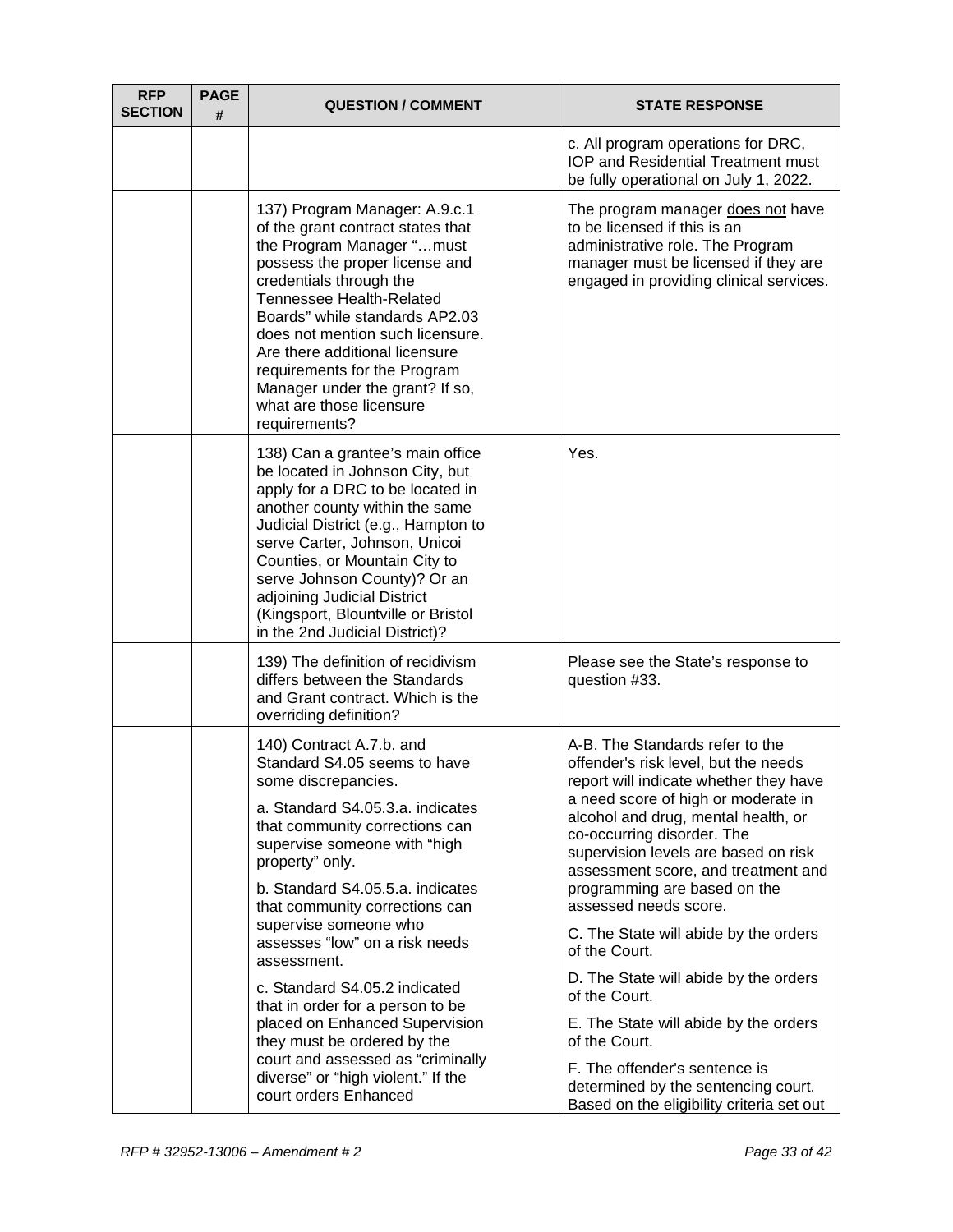| RFP SECTION | PAGE # | QUESTION / COMMENT | STATE RESPONSE |
|---|---|---|---|
| | | | c. All program operations for DRC, IOP and Residential Treatment must be fully operational on July 1, 2022. |
| | | 137) Program Manager: A.9.c.1 of the grant contract states that the Program Manager "…must possess the proper license and credentials through the Tennessee Health-Related Boards" while standards AP2.03 does not mention such licensure. Are there additional licensure requirements for the Program Manager under the grant? If so, what are those licensure requirements? | The program manager does not have to be licensed if this is an administrative role. The Program manager must be licensed if they are engaged in providing clinical services. |
| | | 138) Can a grantee's main office be located in Johnson City, but apply for a DRC to be located in another county within the same Judicial District (e.g., Hampton to serve Carter, Johnson, Unicoi Counties, or Mountain City to serve Johnson County)? Or an adjoining Judicial District (Kingsport, Blountville or Bristol in the 2nd Judicial District)? | Yes. |
| | | 139) The definition of recidivism differs between the Standards and Grant contract. Which is the overriding definition? | Please see the State's response to question #33. |
| | | 140) Contract A.7.b. and Standard S4.05 seems to have some discrepancies.<br><br>a. Standard S4.05.3.a. indicates that community corrections can supervise someone with "high property" only.<br><br>b. Standard S4.05.5.a. indicates that community corrections can supervise someone who assesses "low" on a risk needs assessment.<br><br>c. Standard S4.05.2 indicated that in order for a person to be placed on Enhanced Supervision they must be ordered by the court and assessed as "criminally diverse" or "high violent." If the court orders Enhanced | A-B. The Standards refer to the offender's risk level, but the needs report will indicate whether they have a need score of high or moderate in alcohol and drug, mental health, or co-occurring disorder. The supervision levels are based on risk assessment score, and treatment and programming are based on the assessed needs score.<br><br>C. The State will abide by the orders of the Court.<br><br>D. The State will abide by the orders of the Court.<br><br>E. The State will abide by the orders of the Court.<br><br>F. The offender's sentence is determined by the sentencing court. Based on the eligibility criteria set out |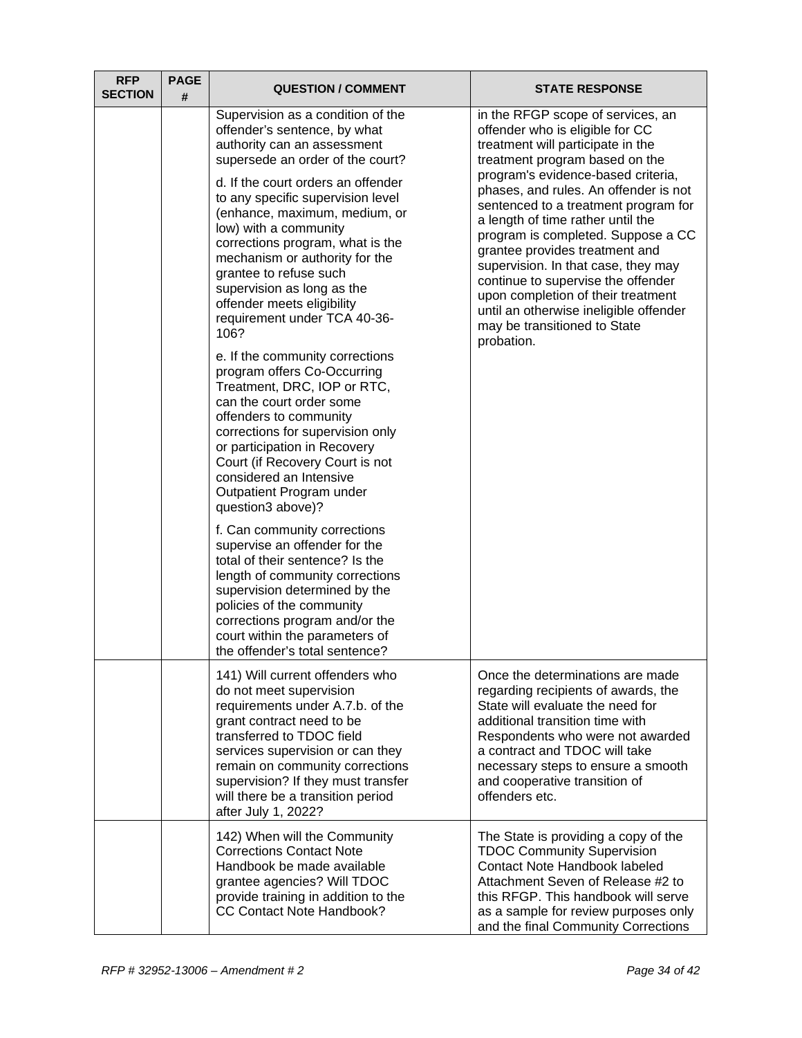| RFP SECTION | PAGE # | QUESTION / COMMENT | STATE RESPONSE |
|---|---|---|---|
| | | Supervision as a condition of the offender's sentence, by what authority can an assessment supersede an order of the court?<br><br>d. If the court orders an offender to any specific supervision level (enhance, maximum, medium, or low) with a community corrections program, what is the mechanism or authority for the grantee to refuse such supervision as long as the offender meets eligibility requirement under TCA 40-36-106?<br><br>e. If the community corrections program offers Co-Occurring Treatment, DRC, IOP or RTC, can the court order some offenders to community corrections for supervision only or participation in Recovery Court (if Recovery Court is not considered an Intensive Outpatient Program under question3 above)?<br><br>f. Can community corrections supervise an offender for the total of their sentence? Is the length of community corrections supervision determined by the policies of the community corrections program and/or the court within the parameters of the offender's total sentence? | in the RFGP scope of services, an offender who is eligible for CC treatment will participate in the treatment program based on the program's evidence-based criteria, phases, and rules. An offender is not sentenced to a treatment program for a length of time rather until the program is completed. Suppose a CC grantee provides treatment and supervision. In that case, they may continue to supervise the offender upon completion of their treatment until an otherwise ineligible offender may be transitioned to State probation. |
| | | 141) Will current offenders who do not meet supervision requirements under A.7.b. of the grant contract need to be transferred to TDOC field services supervision or can they remain on community corrections supervision? If they must transfer will there be a transition period after July 1, 2022? | Once the determinations are made regarding recipients of awards, the State will evaluate the need for additional transition time with Respondents who were not awarded a contract and TDOC will take necessary steps to ensure a smooth and cooperative transition of offenders etc. |
| | | 142) When will the Community Corrections Contact Note Handbook be made available grantee agencies? Will TDOC provide training in addition to the CC Contact Note Handbook? | The State is providing a copy of the TDOC Community Supervision Contact Note Handbook labeled Attachment Seven of Release #2 to this RFGP. This handbook will serve as a sample for review purposes only and the final Community Corrections |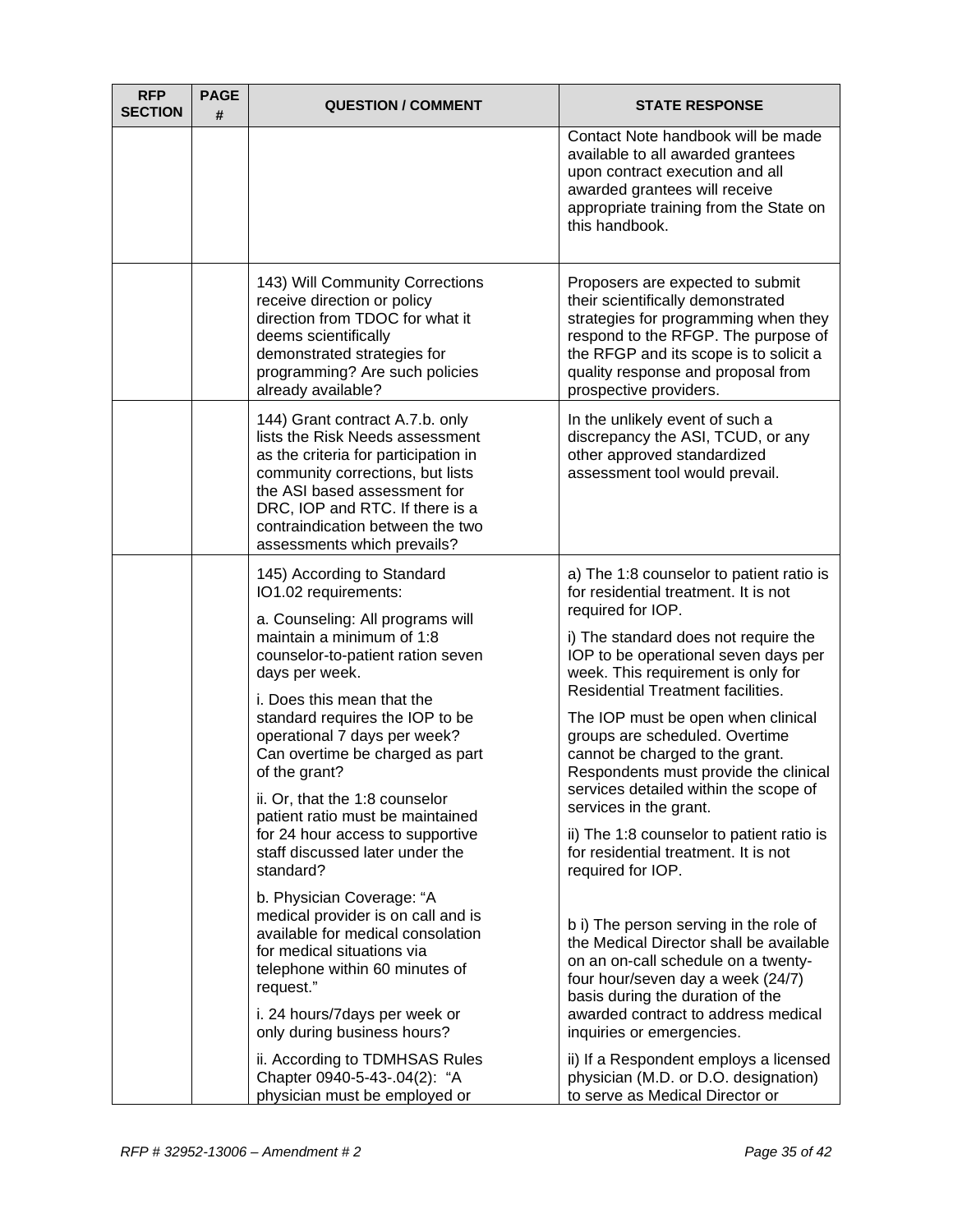| RFP SECTION | PAGE # | QUESTION / COMMENT | STATE RESPONSE |
|---|---|---|---|
| | | | Contact Note handbook will be made available to all awarded grantees upon contract execution and all awarded grantees will receive appropriate training from the State on this handbook. |
| | | 143) Will Community Corrections receive direction or policy direction from TDOC for what it deems scientifically demonstrated strategies for programming? Are such policies already available? | Proposers are expected to submit their scientifically demonstrated strategies for programming when they respond to the RFGP. The purpose of the RFGP and its scope is to solicit a quality response and proposal from prospective providers. |
| | | 144) Grant contract A.7.b. only lists the Risk Needs assessment as the criteria for participation in community corrections, but lists the ASI based assessment for DRC, IOP and RTC. If there is a contraindication between the two assessments which prevails? | In the unlikely event of such a discrepancy the ASI, TCUD, or any other approved standardized assessment tool would prevail. |
| | | 145) According to Standard IO1.02 requirements:<br><br>a. Counseling: All programs will maintain a minimum of 1:8 counselor-to-patient ration seven days per week.<br><br>i. Does this mean that the standard requires the IOP to be operational 7 days per week? Can overtime be charged as part of the grant?<br><br>ii. Or, that the 1:8 counselor patient ratio must be maintained for 24 hour access to supportive staff discussed later under the standard?<br><br>b. Physician Coverage: "A medical provider is on call and is available for medical consolation for medical situations via telephone within 60 minutes of request."<br><br>i. 24 hours/7days per week or only during business hours?<br><br>ii. According to TDMHSAS Rules Chapter 0940-5-43-.04(2): "A physician must be employed or | a) The 1:8 counselor to patient ratio is for residential treatment. It is not required for IOP.<br><br>i) The standard does not require the IOP to be operational seven days per week. This requirement is only for Residential Treatment facilities.<br><br>The IOP must be open when clinical groups are scheduled. Overtime cannot be charged to the grant. Respondents must provide the clinical services detailed within the scope of services in the grant.<br><br>ii) The 1:8 counselor to patient ratio is for residential treatment. It is not required for IOP.<br><br>b i) The person serving in the role of the Medical Director shall be available on an on-call schedule on a twenty-four hour/seven day a week (24/7) basis during the duration of the awarded contract to address medical inquiries or emergencies.<br><br>ii) If a Respondent employs a licensed physician (M.D. or D.O. designation) to serve as Medical Director or |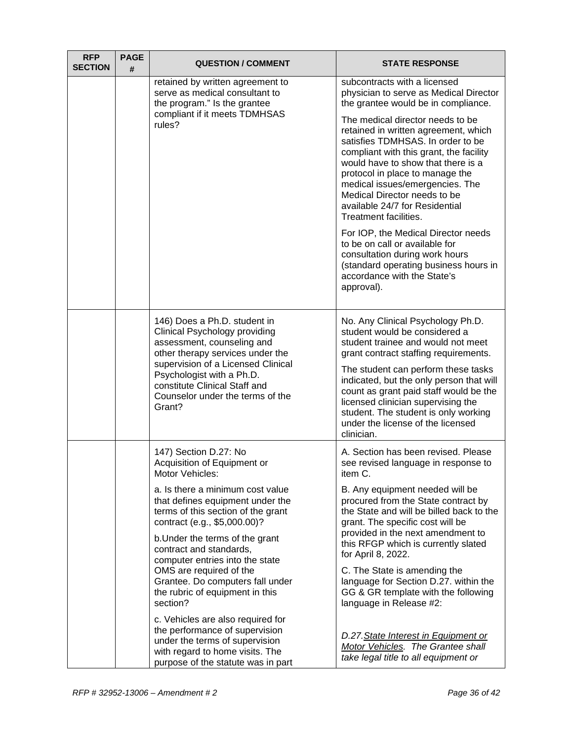| RFP SECTION | PAGE # | QUESTION / COMMENT | STATE RESPONSE |
|---|---|---|---|
| | | retained by written agreement to serve as medical consultant to the program." Is the grantee compliant if it meets TDMHSAS rules? | subcontracts with a licensed physician to serve as Medical Director the grantee would be in compliance.<br><br>The medical director needs to be retained in written agreement, which satisfies TDMHSAS. In order to be compliant with this grant, the facility would have to show that there is a protocol in place to manage the medical issues/emergencies. The Medical Director needs to be available 24/7 for Residential Treatment facilities.<br><br>For IOP, the Medical Director needs to be on call or available for consultation during work hours (standard operating business hours in accordance with the State's approval). |
| | | 146) Does a Ph.D. student in Clinical Psychology providing assessment, counseling and other therapy services under the supervision of a Licensed Clinical Psychologist with a Ph.D. constitute Clinical Staff and Counselor under the terms of the Grant? | No. Any Clinical Psychology Ph.D. student would be considered a student trainee and would not meet grant contract staffing requirements.<br><br>The student can perform these tasks indicated, but the only person that will count as grant paid staff would be the licensed clinician supervising the student. The student is only working under the license of the licensed clinician. |
| | | 147) Section D.27: No Acquisition of Equipment or Motor Vehicles:<br><br>a. Is there a minimum cost value that defines equipment under the terms of this section of the grant contract (e.g., $5,000.00)?<br><br>b.Under the terms of the grant contract and standards, computer entries into the state OMS are required of the Grantee. Do computers fall under the rubric of equipment in this section?<br><br>c. Vehicles are also required for the performance of supervision under the terms of supervision with regard to home visits. The purpose of the statute was in part | A. Section has been revised. Please see revised language in response to item C.<br><br>B. Any equipment needed will be procured from the State contract by the State and will be billed back to the grant. The specific cost will be provided in the next amendment to this RFGP which is currently slated for April 8, 2022.<br><br>C. The State is amending the language for Section D.27. within the GG & GR template with the following language in Release #2:<br><br>*D.27.<u>State Interest in Equipment or Motor Vehicles</u>. The Grantee shall take legal title to all equipment or* |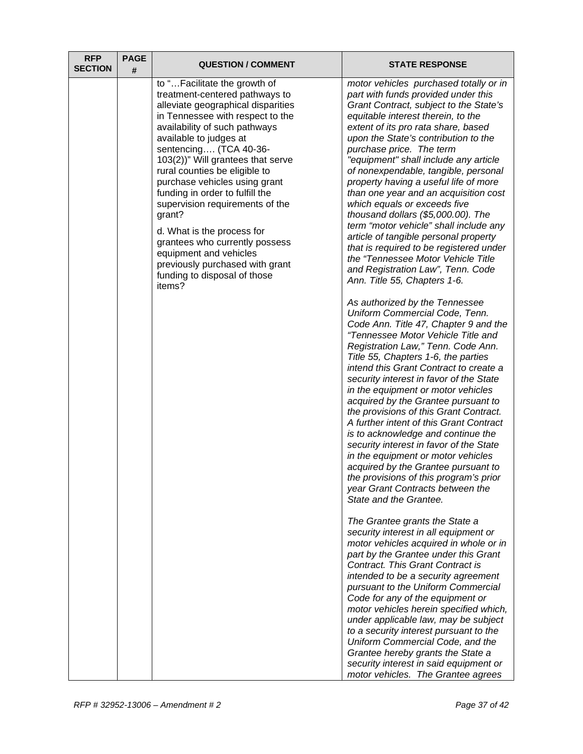| RFP SECTION | PAGE # | QUESTION / COMMENT | STATE RESPONSE |
|---|---|---|---|
| | | to "…Facilitate the growth of treatment-centered pathways to alleviate geographical disparities in Tennessee with respect to the availability of such pathways available to judges at sentencing…. (TCA 40-36-103(2))" Will grantees that serve rural counties be eligible to purchase vehicles using grant funding in order to fulfill the supervision requirements of the grant?<br><br>d. What is the process for grantees who currently possess equipment and vehicles previously purchased with grant funding to disposal of those items? | *motor vehicles purchased totally or in part with funds provided under this Grant Contract, subject to the State's equitable interest therein, to the extent of its pro rata share, based upon the State's contribution to the purchase price. The term "equipment" shall include any article of nonexpendable, tangible, personal property having a useful life of more than one year and an acquisition cost which equals or exceeds five thousand dollars ($5,000.00). The term "motor vehicle" shall include any article of tangible personal property that is required to be registered under the "Tennessee Motor Vehicle Title and Registration Law", Tenn. Code Ann. Title 55, Chapters 1-6.*<br><br>*As authorized by the Tennessee Uniform Commercial Code, Tenn. Code Ann. Title 47, Chapter 9 and the "Tennessee Motor Vehicle Title and Registration Law," Tenn. Code Ann. Title 55, Chapters 1-6, the parties intend this Grant Contract to create a security interest in favor of the State in the equipment or motor vehicles acquired by the Grantee pursuant to the provisions of this Grant Contract. A further intent of this Grant Contract is to acknowledge and continue the security interest in favor of the State in the equipment or motor vehicles acquired by the Grantee pursuant to the provisions of this program's prior year Grant Contracts between the State and the Grantee.*<br><br>*The Grantee grants the State a security interest in all equipment or motor vehicles acquired in whole or in part by the Grantee under this Grant Contract. This Grant Contract is intended to be a security agreement pursuant to the Uniform Commercial Code for any of the equipment or motor vehicles herein specified which, under applicable law, may be subject to a security interest pursuant to the Uniform Commercial Code, and the Grantee hereby grants the State a security interest in said equipment or motor vehicles. The Grantee agrees* |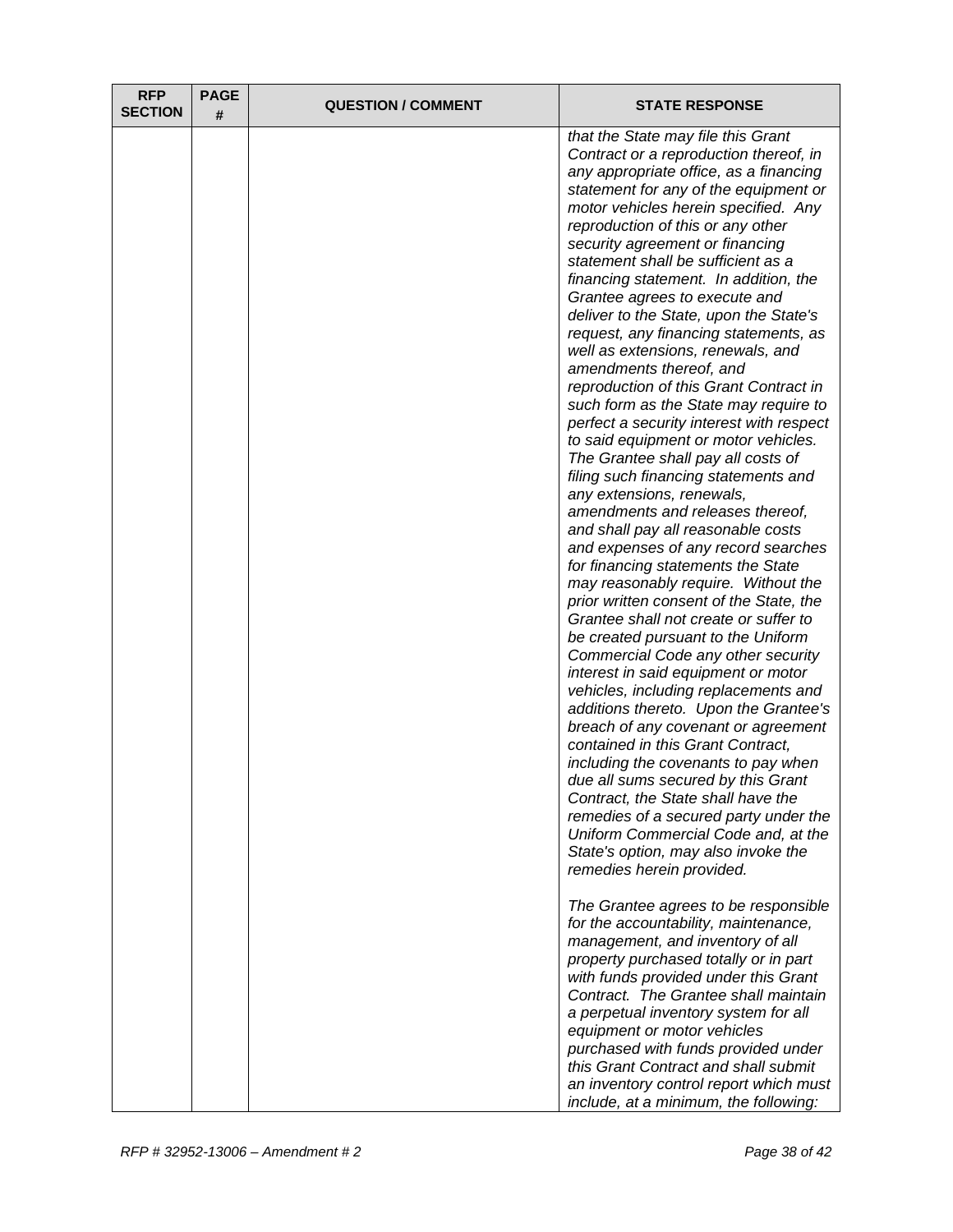| RFP SECTION | PAGE # | QUESTION / COMMENT | STATE RESPONSE |
|---|---|---|---|
| | | | *that the State may file this Grant Contract or a reproduction thereof, in any appropriate office, as a financing statement for any of the equipment or motor vehicles herein specified. Any reproduction of this or any other security agreement or financing statement shall be sufficient as a financing statement. In addition, the Grantee agrees to execute and deliver to the State, upon the State's request, any financing statements, as well as extensions, renewals, and amendments thereof, and reproduction of this Grant Contract in such form as the State may require to perfect a security interest with respect to said equipment or motor vehicles. The Grantee shall pay all costs of filing such financing statements and any extensions, renewals, amendments and releases thereof, and shall pay all reasonable costs and expenses of any record searches for financing statements the State may reasonably require. Without the prior written consent of the State, the Grantee shall not create or suffer to be created pursuant to the Uniform Commercial Code any other security interest in said equipment or motor vehicles, including replacements and additions thereto. Upon the Grantee's breach of any covenant or agreement contained in this Grant Contract, including the covenants to pay when due all sums secured by this Grant Contract, the State shall have the remedies of a secured party under the Uniform Commercial Code and, at the State's option, may also invoke the remedies herein provided.*<br><br>*The Grantee agrees to be responsible for the accountability, maintenance, management, and inventory of all property purchased totally or in part with funds provided under this Grant Contract. The Grantee shall maintain a perpetual inventory system for all equipment or motor vehicles purchased with funds provided under this Grant Contract and shall submit an inventory control report which must include, at a minimum, the following:* |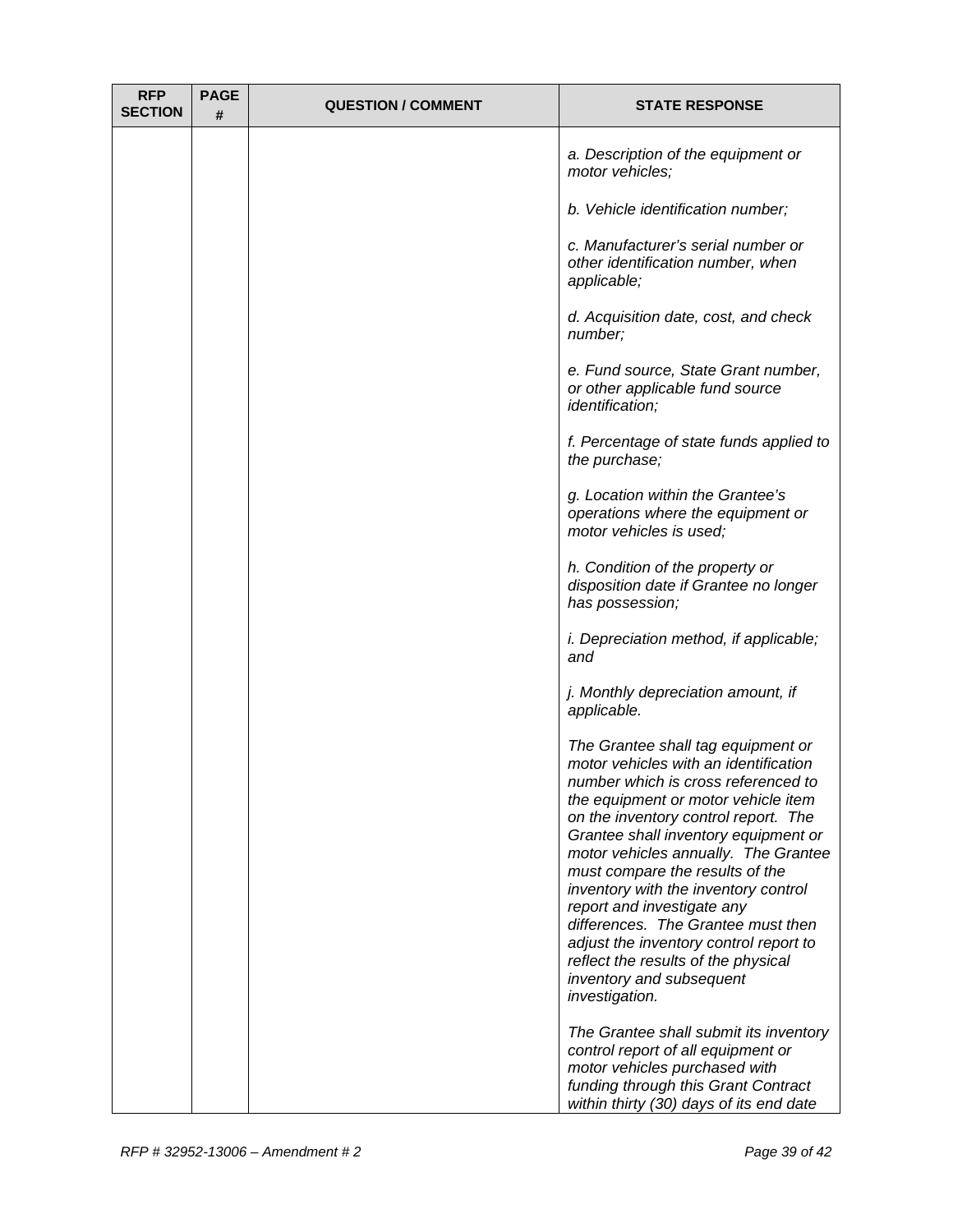| RFP SECTION | PAGE # | QUESTION / COMMENT | STATE RESPONSE |
| --- | --- | --- | --- |
| | | | *a. Description of the equipment or motor vehicles;*<br><br>*b. Vehicle identification number;*<br><br>*c. Manufacturer's serial number or other identification number, when applicable;*<br><br>*d. Acquisition date, cost, and check number;*<br><br>*e. Fund source, State Grant number, or other applicable fund source identification;*<br><br>*f. Percentage of state funds applied to the purchase;*<br><br>*g. Location within the Grantee's operations where the equipment or motor vehicles is used;*<br><br>*h. Condition of the property or disposition date if Grantee no longer has possession;*<br><br>*i. Depreciation method, if applicable; and*<br><br>*j. Monthly depreciation amount, if applicable.*<br><br>*The Grantee shall tag equipment or motor vehicles with an identification number which is cross referenced to the equipment or motor vehicle item on the inventory control report. The Grantee shall inventory equipment or motor vehicles annually. The Grantee must compare the results of the inventory with the inventory control report and investigate any differences. The Grantee must then adjust the inventory control report to reflect the results of the physical inventory and subsequent investigation.*<br><br>*The Grantee shall submit its inventory control report of all equipment or motor vehicles purchased with funding through this Grant Contract within thirty (30) days of its end date* |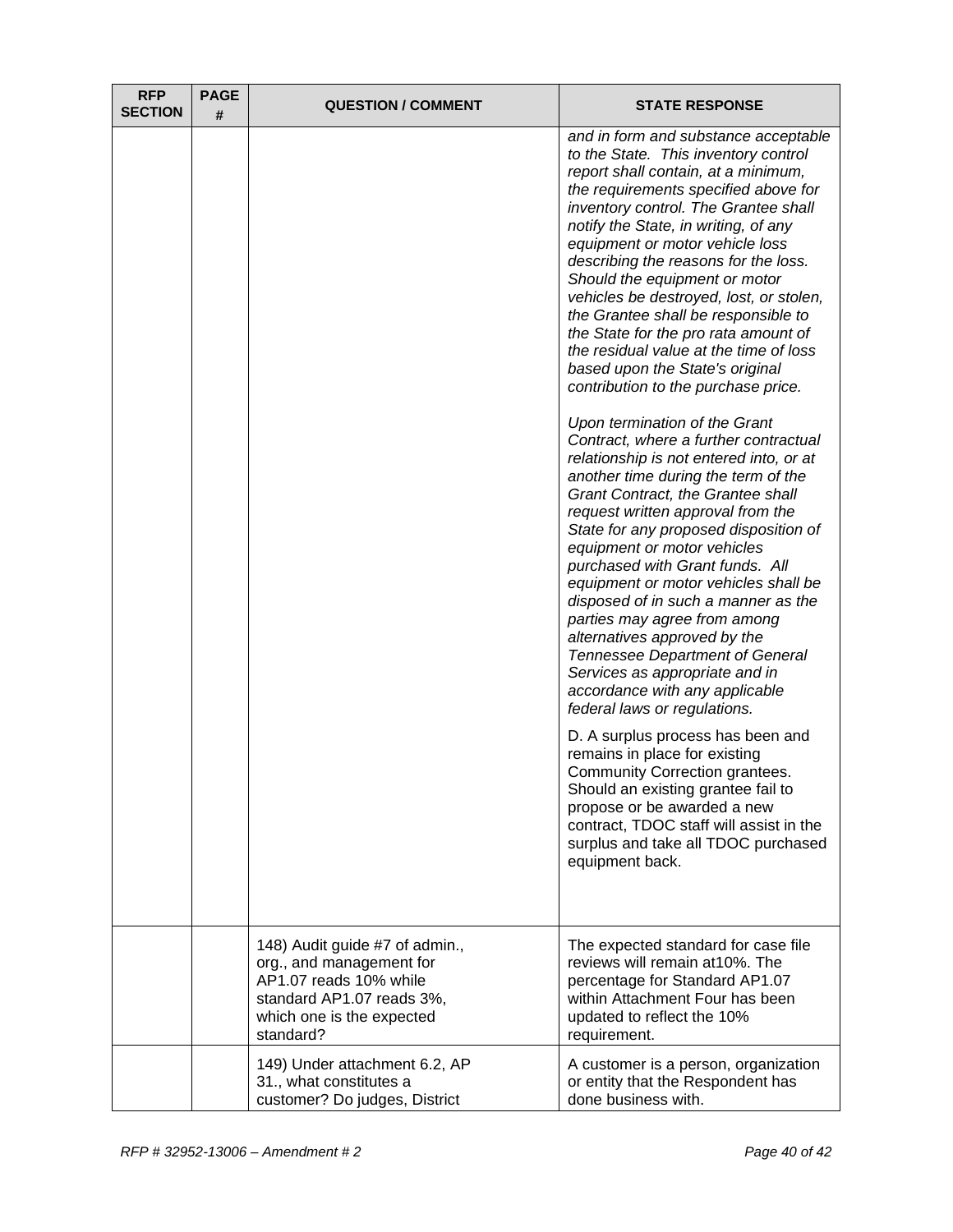| RFP SECTION | PAGE # | QUESTION / COMMENT | STATE RESPONSE |
|---|---|---|---|
| | | | *and in form and substance acceptable to the State. This inventory control report shall contain, at a minimum, the requirements specified above for inventory control. The Grantee shall notify the State, in writing, of any equipment or motor vehicle loss describing the reasons for the loss. Should the equipment or motor vehicles be destroyed, lost, or stolen, the Grantee shall be responsible to the State for the pro rata amount of the residual value at the time of loss based upon the State's original contribution to the purchase price.*<br><br>*Upon termination of the Grant Contract, where a further contractual relationship is not entered into, or at another time during the term of the Grant Contract, the Grantee shall request written approval from the State for any proposed disposition of equipment or motor vehicles purchased with Grant funds. All equipment or motor vehicles shall be disposed of in such a manner as the parties may agree from among alternatives approved by the Tennessee Department of General Services as appropriate and in accordance with any applicable federal laws or regulations.*<br><br>D. A surplus process has been and remains in place for existing Community Correction grantees. Should an existing grantee fail to propose or be awarded a new contract, TDOC staff will assist in the surplus and take all TDOC purchased equipment back. |
| | | 148) Audit guide #7 of admin., org., and management for AP1.07 reads 10% while standard AP1.07 reads 3%, which one is the expected standard? | The expected standard for case file reviews will remain at10%. The percentage for Standard AP1.07 within Attachment Four has been updated to reflect the 10% requirement. |
| | | 149) Under attachment 6.2, AP 31., what constitutes a customer? Do judges, District | A customer is a person, organization or entity that the Respondent has done business with. |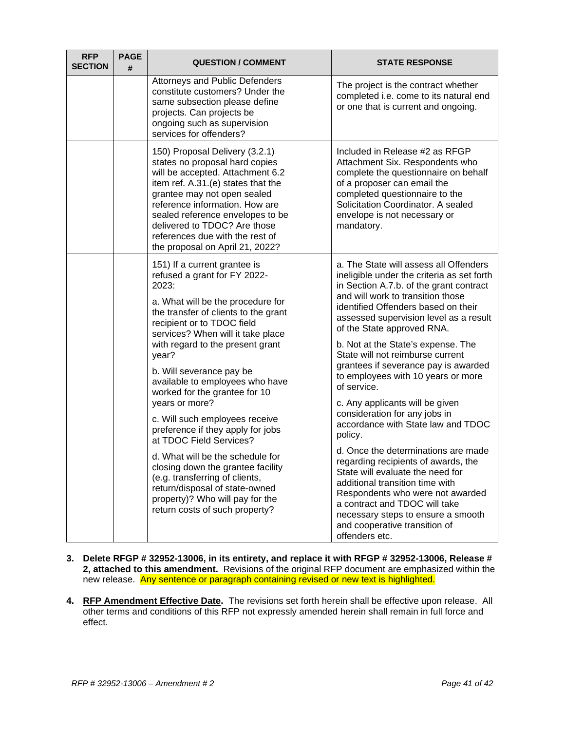| RFP SECTION | PAGE # | QUESTION / COMMENT | STATE RESPONSE |
|---|---|---|---|
| | | Attorneys and Public Defenders constitute customers? Under the same subsection please define projects. Can projects be ongoing such as supervision services for offenders? | The project is the contract whether completed i.e. come to its natural end or one that is current and ongoing. |
| | | 150) Proposal Delivery (3.2.1) states no proposal hard copies will be accepted. Attachment 6.2 item ref. A.31.(e) states that the grantee may not open sealed reference information. How are sealed reference envelopes to be delivered to TDOC? Are those references due with the rest of the proposal on April 21, 2022? | Included in Release #2 as RFGP Attachment Six. Respondents who complete the questionnaire on behalf of a proposer can email the completed questionnaire to the Solicitation Coordinator. A sealed envelope is not necessary or mandatory. |
| | | 151) If a current grantee is refused a grant for FY 2022-2023:<br><br>a. What will be the procedure for the transfer of clients to the grant recipient or to TDOC field services? When will it take place with regard to the present grant year?<br><br>b. Will severance pay be available to employees who have worked for the grantee for 10 years or more?<br><br>c. Will such employees receive preference if they apply for jobs at TDOC Field Services?<br><br>d. What will be the schedule for closing down the grantee facility (e.g. transferring of clients, return/disposal of state-owned property)? Who will pay for the return costs of such property? | a. The State will assess all Offenders ineligible under the criteria as set forth in Section A.7.b. of the grant contract and will work to transition those identified Offenders based on their assessed supervision level as a result of the State approved RNA.<br><br>b. Not at the State's expense. The State will not reimburse current grantees if severance pay is awarded to employees with 10 years or more of service.<br><br>c. Any applicants will be given consideration for any jobs in accordance with State law and TDOC policy.<br><br>d. Once the determinations are made regarding recipients of awards, the State will evaluate the need for additional transition time with Respondents who were not awarded a contract and TDOC will take necessary steps to ensure a smooth and cooperative transition of offenders etc. |

3. **Delete RFGP # 32952-13006, in its entirety, and replace it with RFGP # 32952-13006, Release # 2, attached to this amendment.** Revisions of the original RFP document are emphasized within the new release. Any sentence or paragraph containing revised or new text is highlighted.

4. **RFP Amendment Effective Date.** The revisions set forth herein shall be effective upon release. All other terms and conditions of this RFP not expressly amended herein shall remain in full force and effect.